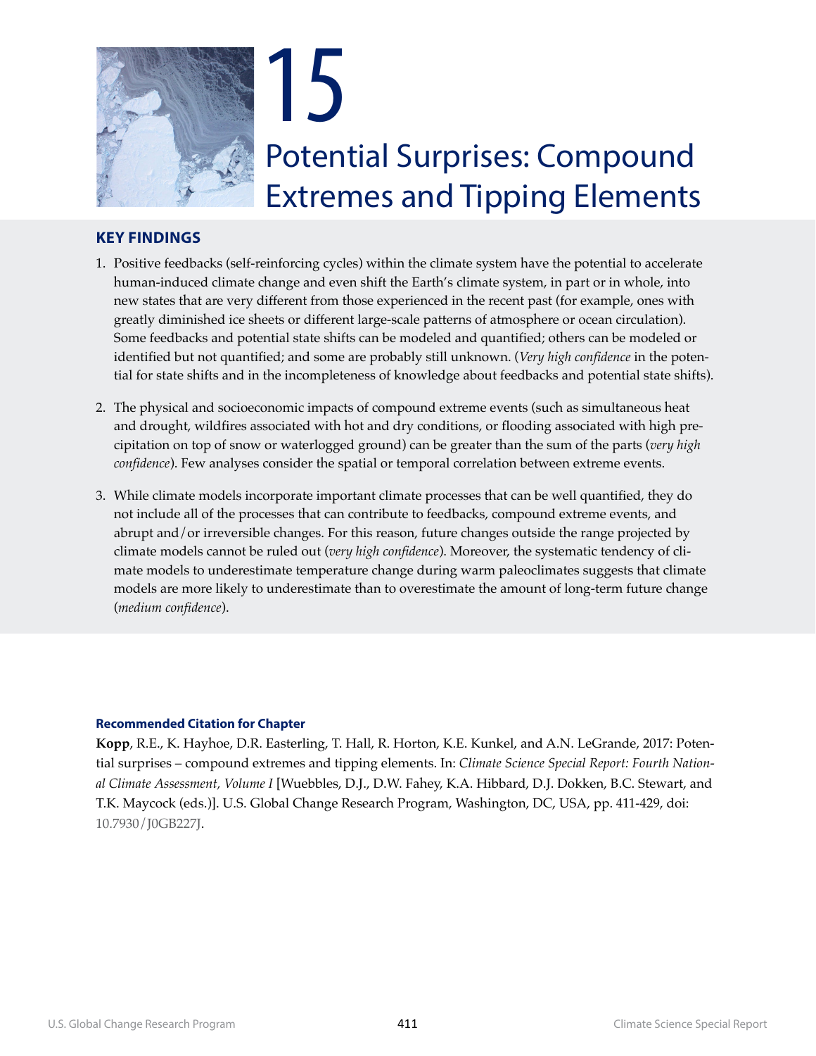# 15

# Potential Surprises: Compound Extremes and Tipping Elements

## KEY FINDINGS

1. Positive feedbacks (self-reinforcing cycles) within the climate system have the potential to accelerate human-induced climate change and even shift the Earth's climate system, in part or in whole, into new states that are very different from those experienced in the recent past (for example, ones with greatly diminished ice sheets or different large-scale patterns of atmosphere or ocean circulation). Some feedbacks and potential state shifts can be modeled and quantified; others can be modeled or identified but not quantified; and some are probably still unknown. (*Very high confidence* in the potential for state shifts and in the incompleteness of knowledge about feedbacks and potential state shifts).

2. The physical and socioeconomic impacts of compound extreme events (such as simultaneous heat and drought, wildfires associated with hot and dry conditions, or flooding associated with high precipitation on top of snow or waterlogged ground) can be greater than the sum of the parts (*very high confidence*). Few analyses consider the spatial or temporal correlation between extreme events.

3. While climate models incorporate important climate processes that can be well quantified, they do not include all of the processes that can contribute to feedbacks, compound extreme events, and abrupt and/or irreversible changes. For this reason, future changes outside the range projected by climate models cannot be ruled out (*very high confidence*). Moreover, the systematic tendency of climate models to underestimate temperature change during warm paleoclimates suggests that climate models are more likely to underestimate than to overestimate the amount of long-term future change (*medium confidence*).

**Recommended Citation for Chapter**

**Kopp**, R.E., K. Hayhoe, D.R. Easterling, T. Hall, R. Horton, K.E. Kunkel, and A.N. LeGrande, 2017: Potential surprises – compound extremes and tipping elements. In: *Climate Science Special Report: Fourth National Climate Assessment, Volume I* [Wuebbles, D.J., D.W. Fahey, K.A. Hibbard, D.J. Dokken, B.C. Stewart, and T.K. Maycock (eds.)]. U.S. Global Change Research Program, Washington, DC, USA, pp. 411-429, doi: 10.7930/J0GB227J.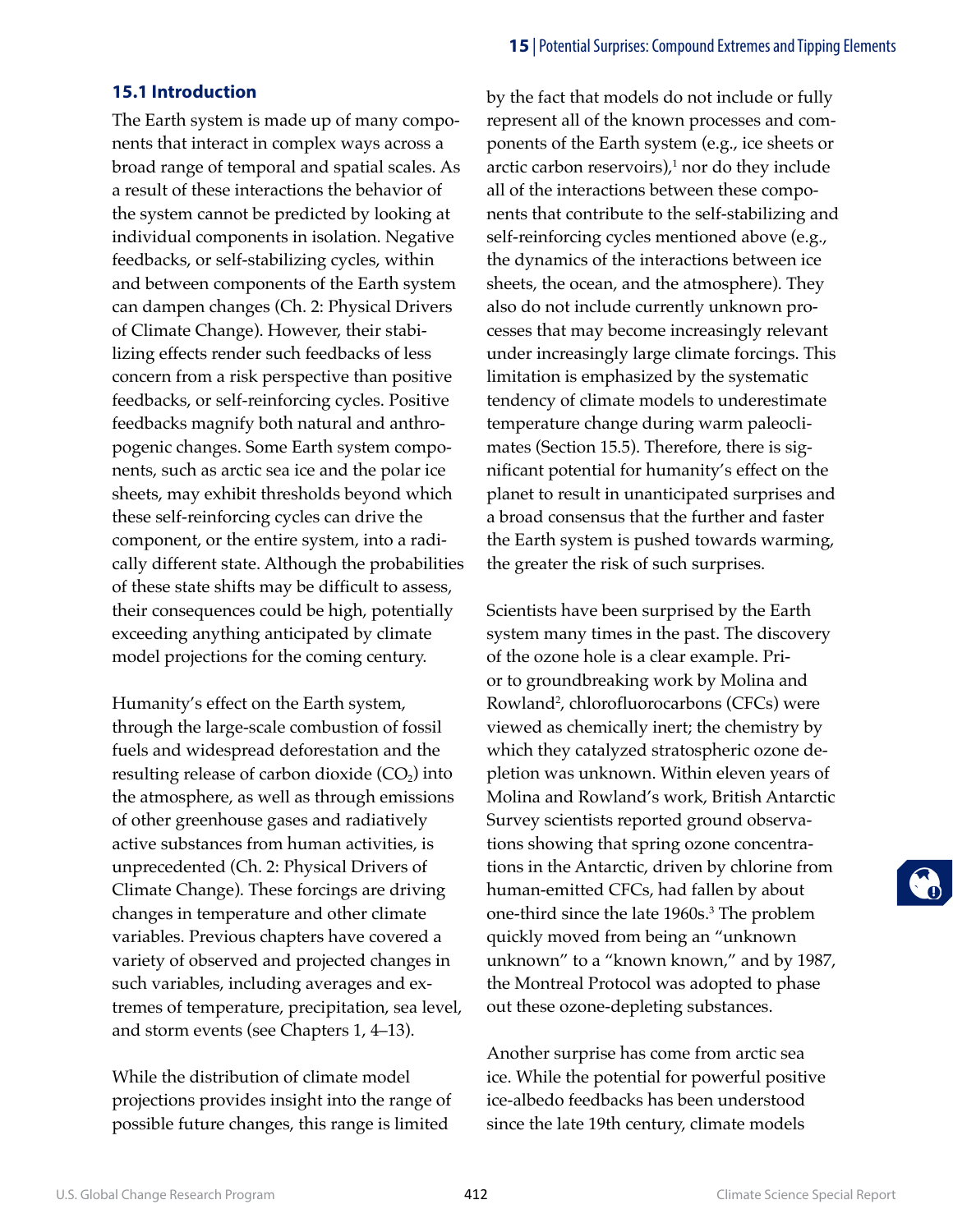## 15.1 Introduction

The Earth system is made up of many components that interact in complex ways across a broad range of temporal and spatial scales. As a result of these interactions the behavior of the system cannot be predicted by looking at individual components in isolation. Negative feedbacks, or self-stabilizing cycles, within and between components of the Earth system can dampen changes (Ch. 2: Physical Drivers of Climate Change). However, their stabilizing effects render such feedbacks of less concern from a risk perspective than positive feedbacks, or self-reinforcing cycles. Positive feedbacks magnify both natural and anthropogenic changes. Some Earth system components, such as arctic sea ice and the polar ice sheets, may exhibit thresholds beyond which these self-reinforcing cycles can drive the component, or the entire system, into a radically different state. Although the probabilities of these state shifts may be difficult to assess, their consequences could be high, potentially exceeding anything anticipated by climate model projections for the coming century.

Humanity's effect on the Earth system, through the large-scale combustion of fossil fuels and widespread deforestation and the resulting release of carbon dioxide ($CO_2$) into the atmosphere, as well as through emissions of other greenhouse gases and radiatively active substances from human activities, is unprecedented (Ch. 2: Physical Drivers of Climate Change). These forcings are driving changes in temperature and other climate variables. Previous chapters have covered a variety of observed and projected changes in such variables, including averages and extremes of temperature, precipitation, sea level, and storm events (see Chapters 1, 4–13).

While the distribution of climate model projections provides insight into the range of possible future changes, this range is limited by the fact that models do not include or fully represent all of the known processes and components of the Earth system (e.g., ice sheets or arctic carbon reservoirs),[1] nor do they include all of the interactions between these components that contribute to the self-stabilizing and self-reinforcing cycles mentioned above (e.g., the dynamics of the interactions between ice sheets, the ocean, and the atmosphere). They also do not include currently unknown processes that may become increasingly relevant under increasingly large climate forcings. This limitation is emphasized by the systematic tendency of climate models to underestimate temperature change during warm paleoclimates (Section 15.5). Therefore, there is significant potential for humanity's effect on the planet to result in unanticipated surprises and a broad consensus that the further and faster the Earth system is pushed towards warming, the greater the risk of such surprises.

Scientists have been surprised by the Earth system many times in the past. The discovery of the ozone hole is a clear example. Prior to groundbreaking work by Molina and Rowland[2], chlorofluorocarbons (CFCs) were viewed as chemically inert; the chemistry by which they catalyzed stratospheric ozone depletion was unknown. Within eleven years of Molina and Rowland's work, British Antarctic Survey scientists reported ground observations showing that spring ozone concentrations in the Antarctic, driven by chlorine from human-emitted CFCs, had fallen by about one-third since the late 1960s.[3] The problem quickly moved from being an "unknown unknown" to a "known known," and by 1987, the Montreal Protocol was adopted to phase out these ozone-depleting substances.

Another surprise has come from arctic sea ice. While the potential for powerful positive ice-albedo feedbacks has been understood since the late 19th century, climate models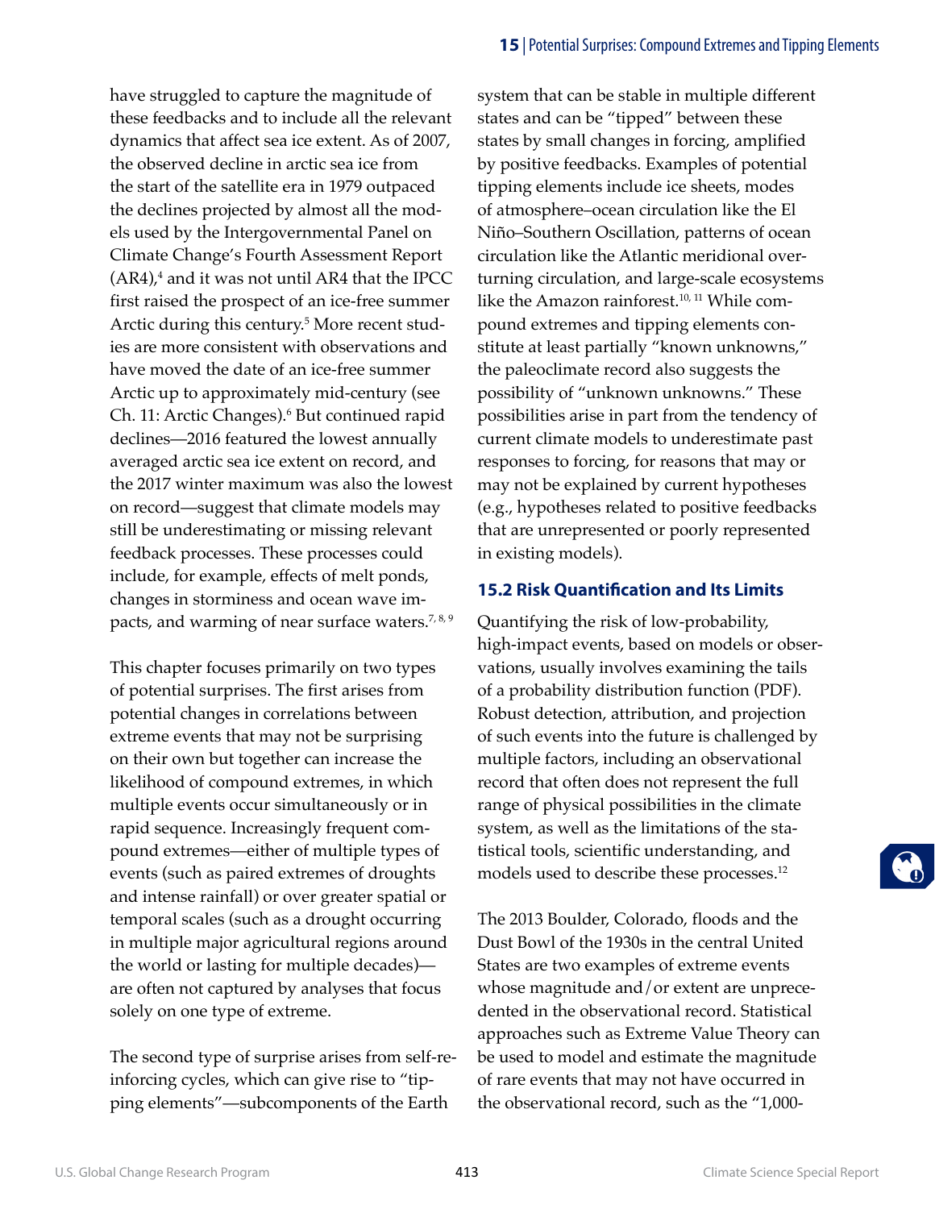have struggled to capture the magnitude of these feedbacks and to include all the relevant dynamics that affect sea ice extent. As of 2007, the observed decline in arctic sea ice from the start of the satellite era in 1979 outpaced the declines projected by almost all the models used by the Intergovernmental Panel on Climate Change's Fourth Assessment Report (AR4),[4] and it was not until AR4 that the IPCC first raised the prospect of an ice-free summer Arctic during this century.[5] More recent studies are more consistent with observations and have moved the date of an ice-free summer Arctic up to approximately mid-century (see Ch. 11: Arctic Changes).[6] But continued rapid declines—2016 featured the lowest annually averaged arctic sea ice extent on record, and the 2017 winter maximum was also the lowest on record—suggest that climate models may still be underestimating or missing relevant feedback processes. These processes could include, for example, effects of melt ponds, changes in storminess and ocean wave impacts, and warming of near surface waters.[7, 8, 9]

This chapter focuses primarily on two types of potential surprises. The first arises from potential changes in correlations between extreme events that may not be surprising on their own but together can increase the likelihood of compound extremes, in which multiple events occur simultaneously or in rapid sequence. Increasingly frequent compound extremes—either of multiple types of events (such as paired extremes of droughts and intense rainfall) or over greater spatial or temporal scales (such as a drought occurring in multiple major agricultural regions around the world or lasting for multiple decades)—are often not captured by analyses that focus solely on one type of extreme.

The second type of surprise arises from self-reinforcing cycles, which can give rise to "tipping elements"—subcomponents of the Earth system that can be stable in multiple different states and can be "tipped" between these states by small changes in forcing, amplified by positive feedbacks. Examples of potential tipping elements include ice sheets, modes of atmosphere–ocean circulation like the El Niño–Southern Oscillation, patterns of ocean circulation like the Atlantic meridional overturning circulation, and large-scale ecosystems like the Amazon rainforest.[10, 11] While compound extremes and tipping elements constitute at least partially "known unknowns," the paleoclimate record also suggests the possibility of "unknown unknowns." These possibilities arise in part from the tendency of current climate models to underestimate past responses to forcing, for reasons that may or may not be explained by current hypotheses (e.g., hypotheses related to positive feedbacks that are unrepresented or poorly represented in existing models).

## 15.2 Risk Quantification and Its Limits

Quantifying the risk of low-probability, high-impact events, based on models or observations, usually involves examining the tails of a probability distribution function (PDF). Robust detection, attribution, and projection of such events into the future is challenged by multiple factors, including an observational record that often does not represent the full range of physical possibilities in the climate system, as well as the limitations of the statistical tools, scientific understanding, and models used to describe these processes.[12]

The 2013 Boulder, Colorado, floods and the Dust Bowl of the 1930s in the central United States are two examples of extreme events whose magnitude and/or extent are unprecedented in the observational record. Statistical approaches such as Extreme Value Theory can be used to model and estimate the magnitude of rare events that may not have occurred in the observational record, such as the "1,000-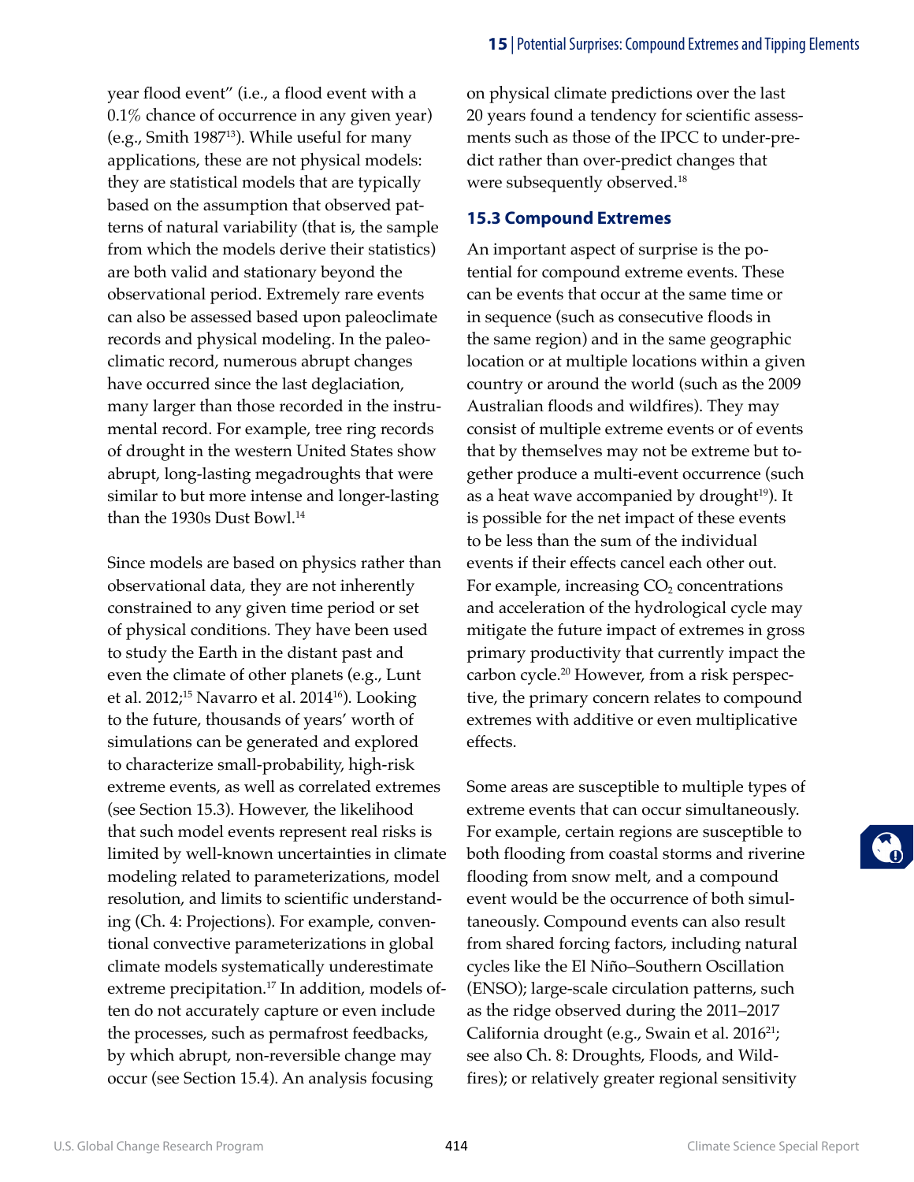year flood event" (i.e., a flood event with a 0.1% chance of occurrence in any given year) (e.g., Smith 1987[13]). While useful for many applications, these are not physical models: they are statistical models that are typically based on the assumption that observed patterns of natural variability (that is, the sample from which the models derive their statistics) are both valid and stationary beyond the observational period. Extremely rare events can also be assessed based upon paleoclimate records and physical modeling. In the paleoclimatic record, numerous abrupt changes have occurred since the last deglaciation, many larger than those recorded in the instrumental record. For example, tree ring records of drought in the western United States show abrupt, long-lasting megadroughts that were similar to but more intense and longer-lasting than the 1930s Dust Bowl.[14]

Since models are based on physics rather than observational data, they are not inherently constrained to any given time period or set of physical conditions. They have been used to study the Earth in the distant past and even the climate of other planets (e.g., Lunt et al. 2012;[15] Navarro et al. 2014[16]). Looking to the future, thousands of years' worth of simulations can be generated and explored to characterize small-probability, high-risk extreme events, as well as correlated extremes (see Section 15.3). However, the likelihood that such model events represent real risks is limited by well-known uncertainties in climate modeling related to parameterizations, model resolution, and limits to scientific understanding (Ch. 4: Projections). For example, conventional convective parameterizations in global climate models systematically underestimate extreme precipitation.[17] In addition, models often do not accurately capture or even include the processes, such as permafrost feedbacks, by which abrupt, non-reversible change may occur (see Section 15.4). An analysis focusing on physical climate predictions over the last 20 years found a tendency for scientific assessments such as those of the IPCC to under-predict rather than over-predict changes that were subsequently observed.[18]

## 15.3 Compound Extremes

An important aspect of surprise is the potential for compound extreme events. These can be events that occur at the same time or in sequence (such as consecutive floods in the same region) and in the same geographic location or at multiple locations within a given country or around the world (such as the 2009 Australian floods and wildfires). They may consist of multiple extreme events or of events that by themselves may not be extreme but together produce a multi-event occurrence (such as a heat wave accompanied by drought[19]). It is possible for the net impact of these events to be less than the sum of the individual events if their effects cancel each other out. For example, increasing $CO_2$ concentrations and acceleration of the hydrological cycle may mitigate the future impact of extremes in gross primary productivity that currently impact the carbon cycle.[20] However, from a risk perspective, the primary concern relates to compound extremes with additive or even multiplicative effects.

Some areas are susceptible to multiple types of extreme events that can occur simultaneously. For example, certain regions are susceptible to both flooding from coastal storms and riverine flooding from snow melt, and a compound event would be the occurrence of both simultaneously. Compound events can also result from shared forcing factors, including natural cycles like the El Niño–Southern Oscillation (ENSO); large-scale circulation patterns, such as the ridge observed during the 2011–2017 California drought (e.g., Swain et al. 2016[21]; see also Ch. 8: Droughts, Floods, and Wildfires); or relatively greater regional sensitivity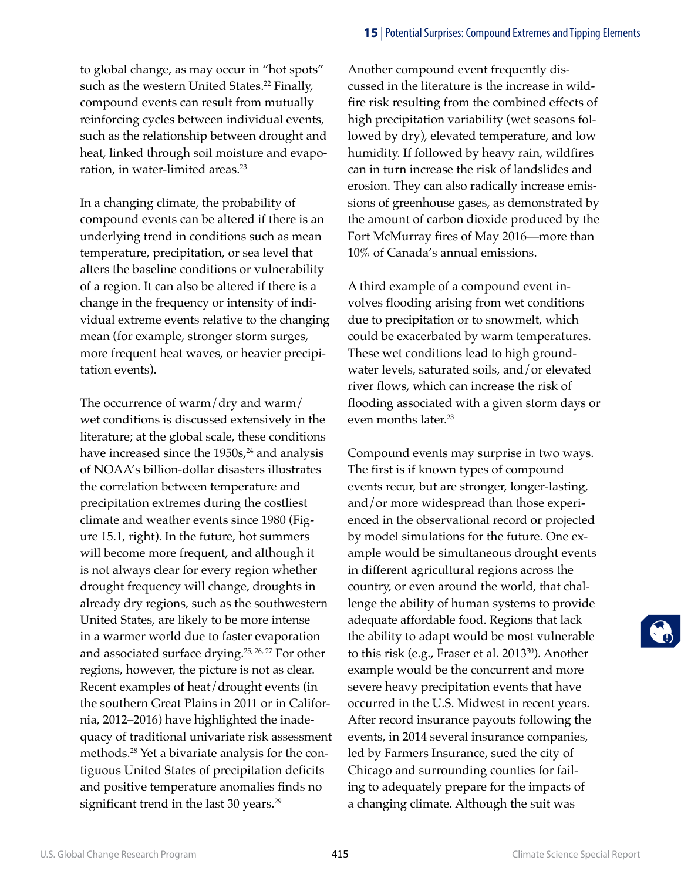to global change, as may occur in "hot spots" such as the western United States.[22] Finally, compound events can result from mutually reinforcing cycles between individual events, such as the relationship between drought and heat, linked through soil moisture and evaporation, in water-limited areas.[23]

In a changing climate, the probability of compound events can be altered if there is an underlying trend in conditions such as mean temperature, precipitation, or sea level that alters the baseline conditions or vulnerability of a region. It can also be altered if there is a change in the frequency or intensity of individual extreme events relative to the changing mean (for example, stronger storm surges, more frequent heat waves, or heavier precipitation events).

The occurrence of warm/dry and warm/wet conditions is discussed extensively in the literature; at the global scale, these conditions have increased since the 1950s,[24] and analysis of NOAA's billion-dollar disasters illustrates the correlation between temperature and precipitation extremes during the costliest climate and weather events since 1980 (Figure 15.1, right). In the future, hot summers will become more frequent, and although it is not always clear for every region whether drought frequency will change, droughts in already dry regions, such as the southwestern United States, are likely to be more intense in a warmer world due to faster evaporation and associated surface drying.[25, 26, 27] For other regions, however, the picture is not as clear. Recent examples of heat/drought events (in the southern Great Plains in 2011 or in California, 2012–2016) have highlighted the inadequacy of traditional univariate risk assessment methods.[28] Yet a bivariate analysis for the contiguous United States of precipitation deficits and positive temperature anomalies finds no significant trend in the last 30 years.[29]

Another compound event frequently discussed in the literature is the increase in wildfire risk resulting from the combined effects of high precipitation variability (wet seasons followed by dry), elevated temperature, and low humidity. If followed by heavy rain, wildfires can in turn increase the risk of landslides and erosion. They can also radically increase emissions of greenhouse gases, as demonstrated by the amount of carbon dioxide produced by the Fort McMurray fires of May 2016—more than 10% of Canada's annual emissions.

A third example of a compound event involves flooding arising from wet conditions due to precipitation or to snowmelt, which could be exacerbated by warm temperatures. These wet conditions lead to high groundwater levels, saturated soils, and/or elevated river flows, which can increase the risk of flooding associated with a given storm days or even months later.[23]

Compound events may surprise in two ways. The first is if known types of compound events recur, but are stronger, longer-lasting, and/or more widespread than those experienced in the observational record or projected by model simulations for the future. One example would be simultaneous drought events in different agricultural regions across the country, or even around the world, that challenge the ability of human systems to provide adequate affordable food. Regions that lack the ability to adapt would be most vulnerable to this risk (e.g., Fraser et al. 2013[30]). Another example would be the concurrent and more severe heavy precipitation events that have occurred in the U.S. Midwest in recent years. After record insurance payouts following the events, in 2014 several insurance companies, led by Farmers Insurance, sued the city of Chicago and surrounding counties for failing to adequately prepare for the impacts of a changing climate. Although the suit was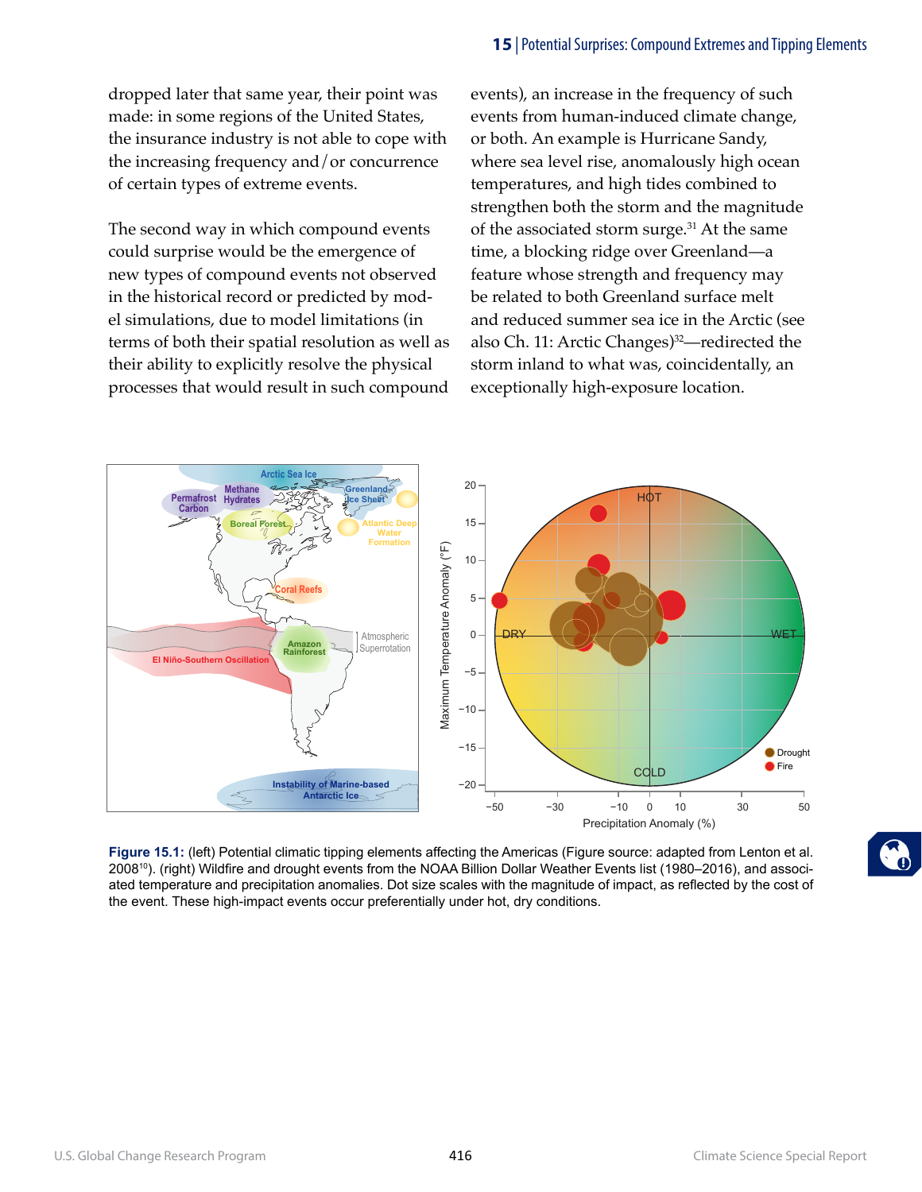dropped later that same year, their point was made: in some regions of the United States, the insurance industry is not able to cope with the increasing frequency and/or concurrence of certain types of extreme events.

The second way in which compound events could surprise would be the emergence of new types of compound events not observed in the historical record or predicted by model simulations, due to model limitations (in terms of both their spatial resolution as well as their ability to explicitly resolve the physical processes that would result in such compound events), an increase in the frequency of such events from human-induced climate change, or both. An example is Hurricane Sandy, where sea level rise, anomalously high ocean temperatures, and high tides combined to strengthen both the storm and the magnitude of the associated storm surge.[31] At the same time, a blocking ridge over Greenland—a feature whose strength and frequency may be related to both Greenland surface melt and reduced summer sea ice in the Arctic (see also Ch. 11: Arctic Changes)[32]—redirected the storm inland to what was, coincidentally, an exceptionally high-exposure location.

**Figure 15.1:** (left) Potential climatic tipping elements affecting the Americas (Figure source: adapted from Lenton et al. 2008[10]). (right) Wildfire and drought events from the NOAA Billion Dollar Weather Events list (1980–2016), and associated temperature and precipitation anomalies. Dot size scales with the magnitude of impact, as reflected by the cost of the event. These high-impact events occur preferentially under hot, dry conditions.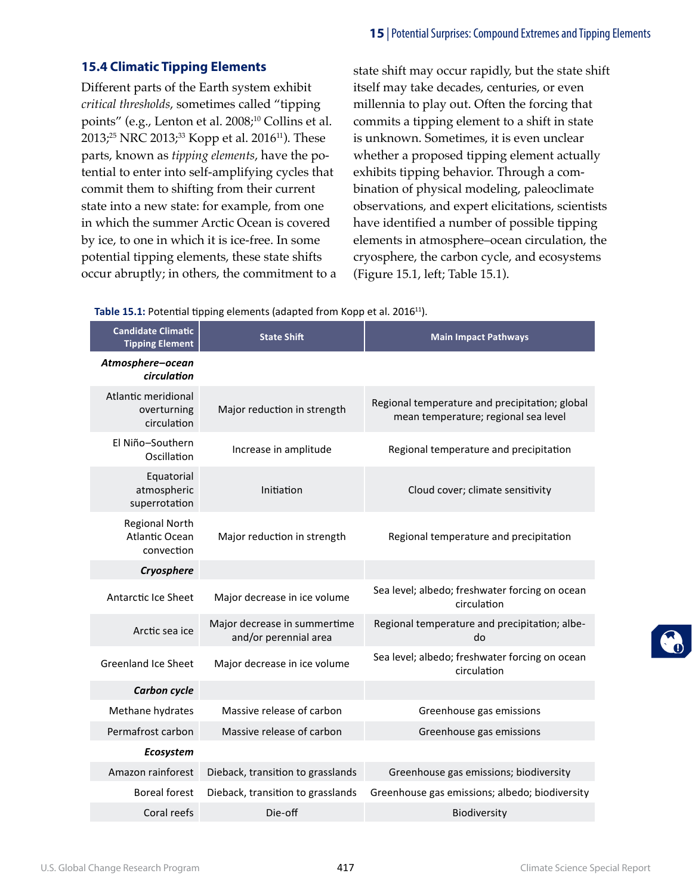## 15.4 Climatic Tipping Elements

Different parts of the Earth system exhibit *critical thresholds*, sometimes called "tipping points" (e.g., Lenton et al. 2008;[10] Collins et al. 2013;[25] NRC 2013;[33] Kopp et al. 2016[11]). These parts, known as *tipping elements*, have the potential to enter into self-amplifying cycles that commit them to shifting from their current state into a new state: for example, from one in which the summer Arctic Ocean is covered by ice, to one in which it is ice-free. In some potential tipping elements, these state shifts occur abruptly; in others, the commitment to a state shift may occur rapidly, but the state shift itself may take decades, centuries, or even millennia to play out. Often the forcing that commits a tipping element to a shift in state is unknown. Sometimes, it is even unclear whether a proposed tipping element actually exhibits tipping behavior. Through a combination of physical modeling, paleoclimate observations, and expert elicitations, scientists have identified a number of possible tipping elements in atmosphere–ocean circulation, the cryosphere, the carbon cycle, and ecosystems (Figure 15.1, left; Table 15.1).

**Table 15.1:** Potential tipping elements (adapted from Kopp et al. 2016[11]).

| Candidate Climatic Tipping Element | State Shift | Main Impact Pathways |
| --- | --- | --- |
| ***Atmosphere–ocean circulation*** | | |
| Atlantic meridional overturning circulation | Major reduction in strength | Regional temperature and precipitation; global mean temperature; regional sea level |
| El Niño–Southern Oscillation | Increase in amplitude | Regional temperature and precipitation |
| Equatorial atmospheric superrotation | Initiation | Cloud cover; climate sensitivity |
| Regional North Atlantic Ocean convection | Major reduction in strength | Regional temperature and precipitation |
| ***Cryosphere*** | | |
| Antarctic Ice Sheet | Major decrease in ice volume | Sea level; albedo; freshwater forcing on ocean circulation |
| Arctic sea ice | Major decrease in summertime and/or perennial area | Regional temperature and precipitation; albedo |
| Greenland Ice Sheet | Major decrease in ice volume | Sea level; albedo; freshwater forcing on ocean circulation |
| ***Carbon cycle*** | | |
| Methane hydrates | Massive release of carbon | Greenhouse gas emissions |
| Permafrost carbon | Massive release of carbon | Greenhouse gas emissions |
| ***Ecosystem*** | | |
| Amazon rainforest | Dieback, transition to grasslands | Greenhouse gas emissions; biodiversity |
| Boreal forest | Dieback, transition to grasslands | Greenhouse gas emissions; albedo; biodiversity |
| Coral reefs | Die-off | Biodiversity |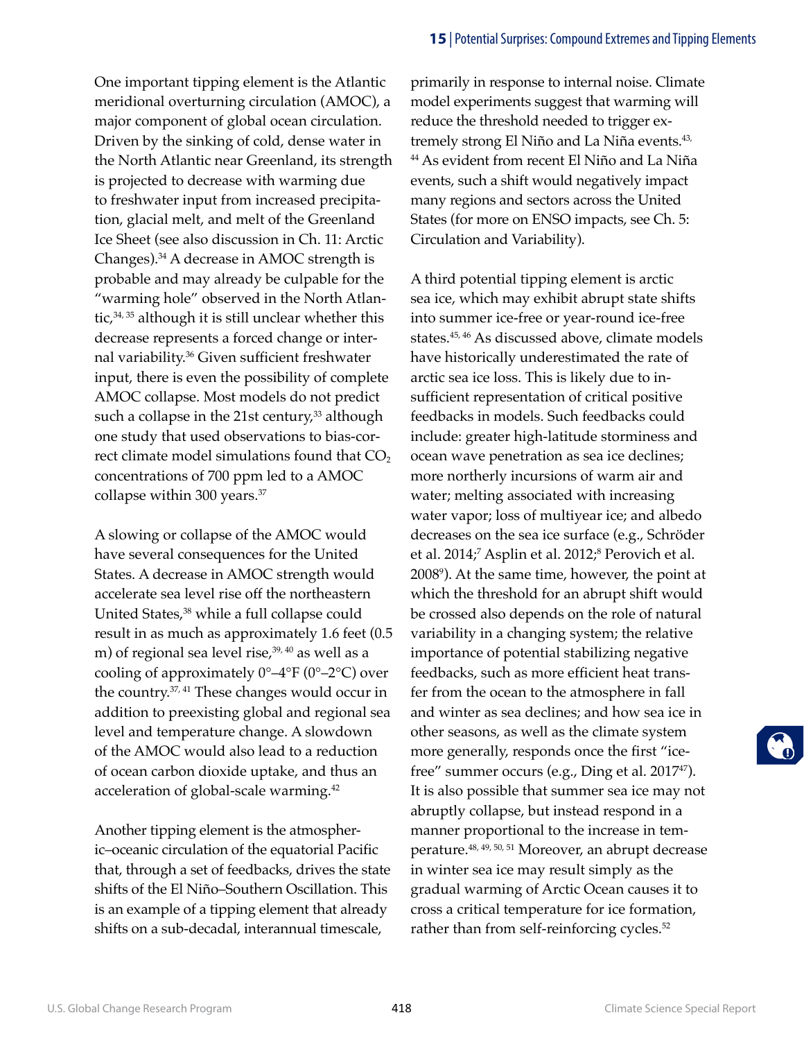One important tipping element is the Atlantic meridional overturning circulation (AMOC), a major component of global ocean circulation. Driven by the sinking of cold, dense water in the North Atlantic near Greenland, its strength is projected to decrease with warming due to freshwater input from increased precipitation, glacial melt, and melt of the Greenland Ice Sheet (see also discussion in Ch. 11: Arctic Changes).[34] A decrease in AMOC strength is probable and may already be culpable for the "warming hole" observed in the North Atlantic,[34, 35] although it is still unclear whether this decrease represents a forced change or internal variability.[36] Given sufficient freshwater input, there is even the possibility of complete AMOC collapse. Most models do not predict such a collapse in the 21st century,[33] although one study that used observations to bias-correct climate model simulations found that $CO_2$ concentrations of 700 ppm led to a AMOC collapse within 300 years.[37]

A slowing or collapse of the AMOC would have several consequences for the United States. A decrease in AMOC strength would accelerate sea level rise off the northeastern United States,[38] while a full collapse could result in as much as approximately 1.6 feet (0.5 m) of regional sea level rise,[39, 40] as well as a cooling of approximately 0°–4°F (0°–2°C) over the country.[37, 41] These changes would occur in addition to preexisting global and regional sea level and temperature change. A slowdown of the AMOC would also lead to a reduction of ocean carbon dioxide uptake, and thus an acceleration of global-scale warming.[42]

Another tipping element is the atmospheric–oceanic circulation of the equatorial Pacific that, through a set of feedbacks, drives the state shifts of the El Niño–Southern Oscillation. This is an example of a tipping element that already shifts on a sub-decadal, interannual timescale, primarily in response to internal noise. Climate model experiments suggest that warming will reduce the threshold needed to trigger extremely strong El Niño and La Niña events.[43, 44] As evident from recent El Niño and La Niña events, such a shift would negatively impact many regions and sectors across the United States (for more on ENSO impacts, see Ch. 5: Circulation and Variability).

A third potential tipping element is arctic sea ice, which may exhibit abrupt state shifts into summer ice-free or year-round ice-free states.[45, 46] As discussed above, climate models have historically underestimated the rate of arctic sea ice loss. This is likely due to insufficient representation of critical positive feedbacks in models. Such feedbacks could include: greater high-latitude storminess and ocean wave penetration as sea ice declines; more northerly incursions of warm air and water; melting associated with increasing water vapor; loss of multiyear ice; and albedo decreases on the sea ice surface (e.g., Schröder et al. 2014;[7] Asplin et al. 2012;[8] Perovich et al. 2008[9]). At the same time, however, the point at which the threshold for an abrupt shift would be crossed also depends on the role of natural variability in a changing system; the relative importance of potential stabilizing negative feedbacks, such as more efficient heat transfer from the ocean to the atmosphere in fall and winter as sea declines; and how sea ice in other seasons, as well as the climate system more generally, responds once the first "ice-free" summer occurs (e.g., Ding et al. 2017[47]). It is also possible that summer sea ice may not abruptly collapse, but instead respond in a manner proportional to the increase in temperature.[48, 49, 50, 51] Moreover, an abrupt decrease in winter sea ice may result simply as the gradual warming of Arctic Ocean causes it to cross a critical temperature for ice formation, rather than from self-reinforcing cycles.[52]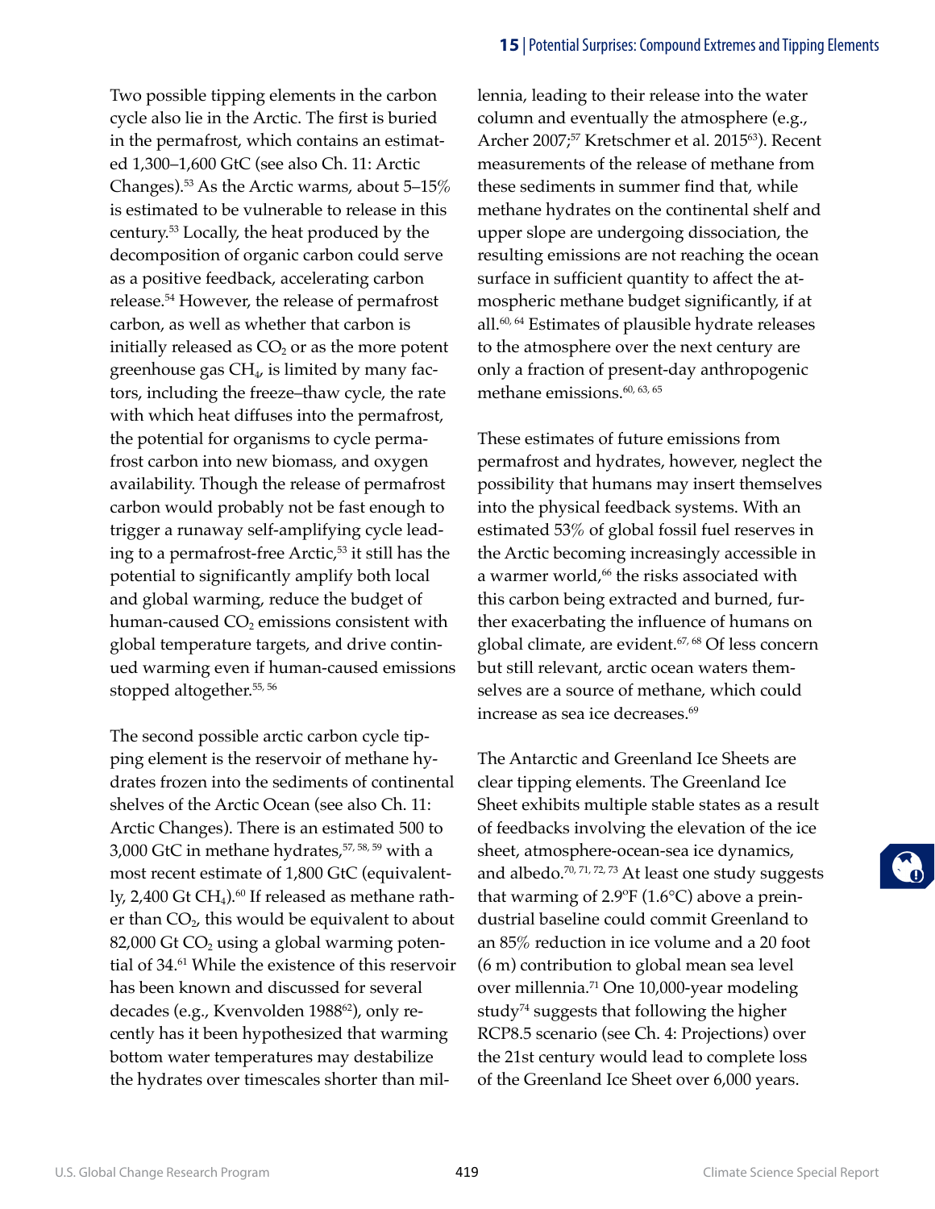Two possible tipping elements in the carbon cycle also lie in the Arctic. The first is buried in the permafrost, which contains an estimated 1,300–1,600 GtC (see also Ch. 11: Arctic Changes).[53] As the Arctic warms, about 5–15% is estimated to be vulnerable to release in this century.[53] Locally, the heat produced by the decomposition of organic carbon could serve as a positive feedback, accelerating carbon release.[54] However, the release of permafrost carbon, as well as whether that carbon is initially released as $CO_2$ or as the more potent greenhouse gas $CH_4$, is limited by many factors, including the freeze–thaw cycle, the rate with which heat diffuses into the permafrost, the potential for organisms to cycle permafrost carbon into new biomass, and oxygen availability. Though the release of permafrost carbon would probably not be fast enough to trigger a runaway self-amplifying cycle leading to a permafrost-free Arctic,[53] it still has the potential to significantly amplify both local and global warming, reduce the budget of human-caused $CO_2$ emissions consistent with global temperature targets, and drive continued warming even if human-caused emissions stopped altogether.[55, 56]

The second possible arctic carbon cycle tipping element is the reservoir of methane hydrates frozen into the sediments of continental shelves of the Arctic Ocean (see also Ch. 11: Arctic Changes). There is an estimated 500 to 3,000 GtC in methane hydrates,[57, 58, 59] with a most recent estimate of 1,800 GtC (equivalently, 2,400 Gt $CH_4$).[60] If released as methane rather than $CO_2$, this would be equivalent to about 82,000 Gt $CO_2$ using a global warming potential of 34.[61] While the existence of this reservoir has been known and discussed for several decades (e.g., Kvenvolden 1988[62]), only recently has it been hypothesized that warming bottom water temperatures may destabilize the hydrates over timescales shorter than millennia, leading to their release into the water column and eventually the atmosphere (e.g., Archer 2007;[57] Kretschmer et al. 2015[63]). Recent measurements of the release of methane from these sediments in summer find that, while methane hydrates on the continental shelf and upper slope are undergoing dissociation, the resulting emissions are not reaching the ocean surface in sufficient quantity to affect the atmospheric methane budget significantly, if at all.[60, 64] Estimates of plausible hydrate releases to the atmosphere over the next century are only a fraction of present-day anthropogenic methane emissions.[60, 63, 65]

These estimates of future emissions from permafrost and hydrates, however, neglect the possibility that humans may insert themselves into the physical feedback systems. With an estimated 53% of global fossil fuel reserves in the Arctic becoming increasingly accessible in a warmer world,[66] the risks associated with this carbon being extracted and burned, further exacerbating the influence of humans on global climate, are evident.[67, 68] Of less concern but still relevant, arctic ocean waters themselves are a source of methane, which could increase as sea ice decreases.[69]

The Antarctic and Greenland Ice Sheets are clear tipping elements. The Greenland Ice Sheet exhibits multiple stable states as a result of feedbacks involving the elevation of the ice sheet, atmosphere-ocean-sea ice dynamics, and albedo.[70, 71, 72, 73] At least one study suggests that warming of 2.9°F (1.6°C) above a preindustrial baseline could commit Greenland to an 85% reduction in ice volume and a 20 foot (6 m) contribution to global mean sea level over millennia.[71] One 10,000-year modeling study[74] suggests that following the higher RCP8.5 scenario (see Ch. 4: Projections) over the 21st century would lead to complete loss of the Greenland Ice Sheet over 6,000 years.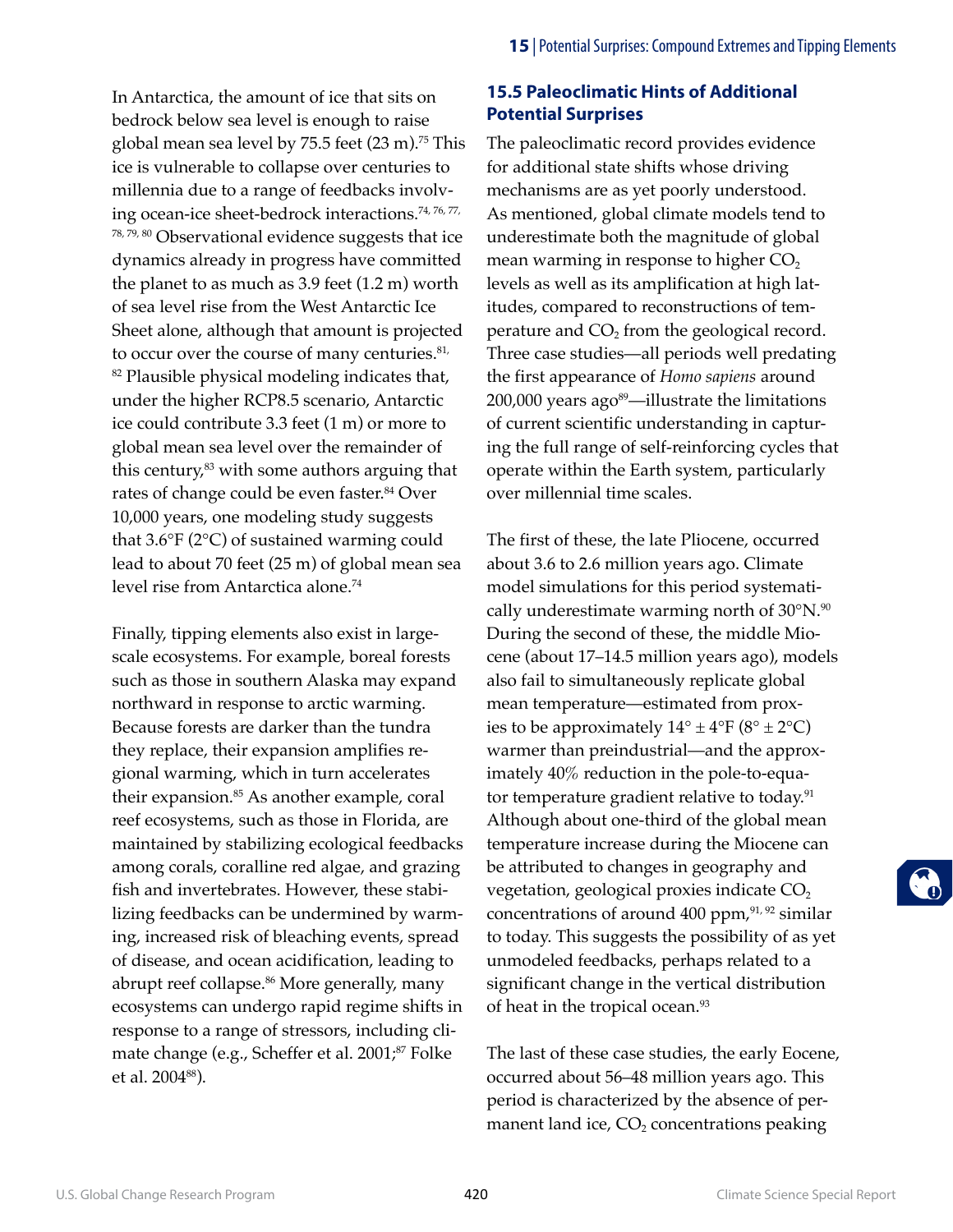In Antarctica, the amount of ice that sits on bedrock below sea level is enough to raise global mean sea level by 75.5 feet (23 m).[75] This ice is vulnerable to collapse over centuries to millennia due to a range of feedbacks involving ocean-ice sheet-bedrock interactions.[74, 76, 77, 78, 79, 80] Observational evidence suggests that ice dynamics already in progress have committed the planet to as much as 3.9 feet (1.2 m) worth of sea level rise from the West Antarctic Ice Sheet alone, although that amount is projected to occur over the course of many centuries.[81, 82] Plausible physical modeling indicates that, under the higher RCP8.5 scenario, Antarctic ice could contribute 3.3 feet (1 m) or more to global mean sea level over the remainder of this century,[83] with some authors arguing that rates of change could be even faster.[84] Over 10,000 years, one modeling study suggests that 3.6°F (2°C) of sustained warming could lead to about 70 feet (25 m) of global mean sea level rise from Antarctica alone.[74]

Finally, tipping elements also exist in large-scale ecosystems. For example, boreal forests such as those in southern Alaska may expand northward in response to arctic warming. Because forests are darker than the tundra they replace, their expansion amplifies regional warming, which in turn accelerates their expansion.[85] As another example, coral reef ecosystems, such as those in Florida, are maintained by stabilizing ecological feedbacks among corals, coralline red algae, and grazing fish and invertebrates. However, these stabilizing feedbacks can be undermined by warming, increased risk of bleaching events, spread of disease, and ocean acidification, leading to abrupt reef collapse.[86] More generally, many ecosystems can undergo rapid regime shifts in response to a range of stressors, including climate change (e.g., Scheffer et al. 2001;[87] Folke et al. 2004[88]).

## 15.5 Paleoclimatic Hints of Additional Potential Surprises

The paleoclimatic record provides evidence for additional state shifts whose driving mechanisms are as yet poorly understood. As mentioned, global climate models tend to underestimate both the magnitude of global mean warming in response to higher $CO_2$ levels as well as its amplification at high latitudes, compared to reconstructions of temperature and $CO_2$ from the geological record. Three case studies—all periods well predating the first appearance of *Homo sapiens* around 200,000 years ago[89]—illustrate the limitations of current scientific understanding in capturing the full range of self-reinforcing cycles that operate within the Earth system, particularly over millennial time scales.

The first of these, the late Pliocene, occurred about 3.6 to 2.6 million years ago. Climate model simulations for this period systematically underestimate warming north of 30°N.[90] During the second of these, the middle Miocene (about 17–14.5 million years ago), models also fail to simultaneously replicate global mean temperature—estimated from proxies to be approximately 14° ± 4°F (8° ± 2°C) warmer than preindustrial—and the approximately 40% reduction in the pole-to-equator temperature gradient relative to today.[91] Although about one-third of the global mean temperature increase during the Miocene can be attributed to changes in geography and vegetation, geological proxies indicate $CO_2$ concentrations of around 400 ppm,[91, 92] similar to today. This suggests the possibility of as yet unmodeled feedbacks, perhaps related to a significant change in the vertical distribution of heat in the tropical ocean.[93]

The last of these case studies, the early Eocene, occurred about 56–48 million years ago. This period is characterized by the absence of permanent land ice, $CO_2$ concentrations peaking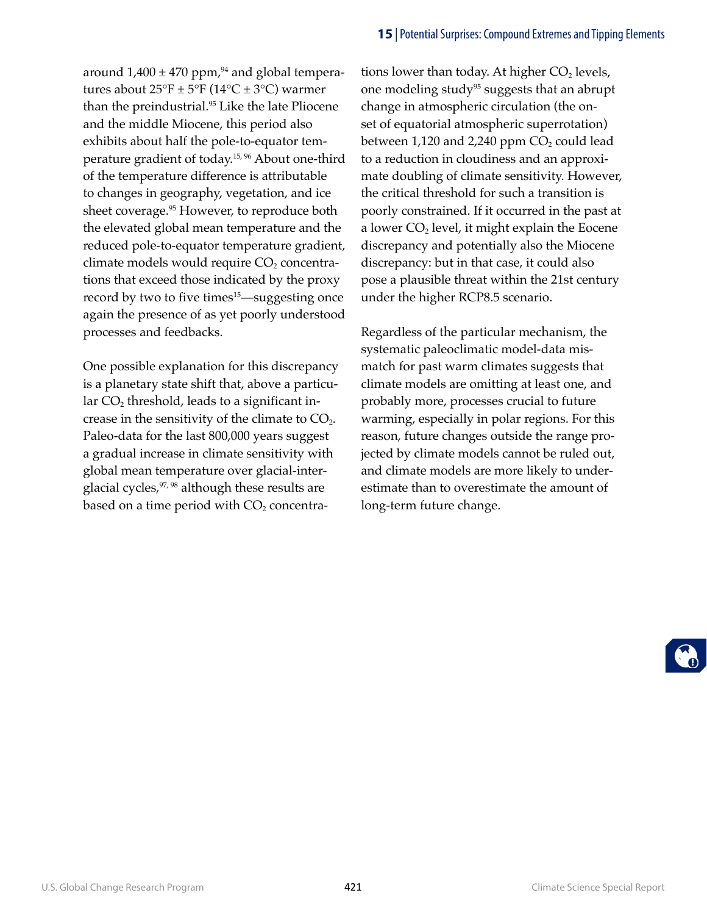around 1,400 ± 470 ppm,[94] and global temperatures about 25°F ± 5°F (14°C ± 3°C) warmer than the preindustrial.[95] Like the late Pliocene and the middle Miocene, this period also exhibits about half the pole-to-equator temperature gradient of today.[15, 96] About one-third of the temperature difference is attributable to changes in geography, vegetation, and ice sheet coverage.[95] However, to reproduce both the elevated global mean temperature and the reduced pole-to-equator temperature gradient, climate models would require $CO_2$ concentrations that exceed those indicated by the proxy record by two to five times[15]—suggesting once again the presence of as yet poorly understood processes and feedbacks.

One possible explanation for this discrepancy is a planetary state shift that, above a particular $CO_2$ threshold, leads to a significant increase in the sensitivity of the climate to $CO_2$. Paleo-data for the last 800,000 years suggest a gradual increase in climate sensitivity with global mean temperature over glacial-interglacial cycles,[97, 98] although these results are based on a time period with $CO_2$ concentrations lower than today. At higher $CO_2$ levels, one modeling study[95] suggests that an abrupt change in atmospheric circulation (the onset of equatorial atmospheric superrotation) between 1,120 and 2,240 ppm $CO_2$ could lead to a reduction in cloudiness and an approximate doubling of climate sensitivity. However, the critical threshold for such a transition is poorly constrained. If it occurred in the past at a lower $CO_2$ level, it might explain the Eocene discrepancy and potentially also the Miocene discrepancy: but in that case, it could also pose a plausible threat within the 21st century under the higher RCP8.5 scenario.

Regardless of the particular mechanism, the systematic paleoclimatic model-data mismatch for past warm climates suggests that climate models are omitting at least one, and probably more, processes crucial to future warming, especially in polar regions. For this reason, future changes outside the range projected by climate models cannot be ruled out, and climate models are more likely to underestimate than to overestimate the amount of long-term future change.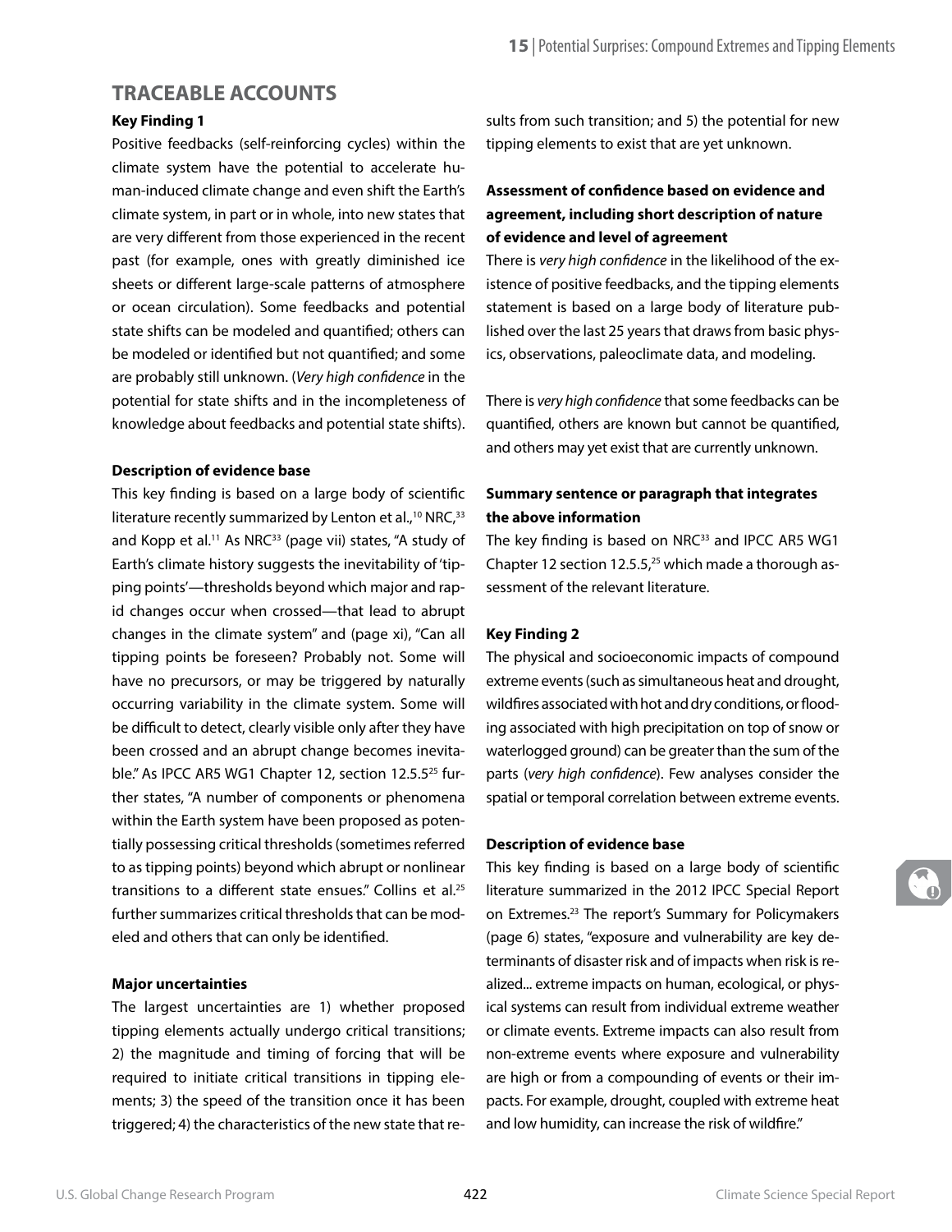## TRACEABLE ACCOUNTS

### Key Finding 1

Positive feedbacks (self-reinforcing cycles) within the climate system have the potential to accelerate human-induced climate change and even shift the Earth's climate system, in part or in whole, into new states that are very different from those experienced in the recent past (for example, ones with greatly diminished ice sheets or different large-scale patterns of atmosphere or ocean circulation). Some feedbacks and potential state shifts can be modeled and quantified; others can be modeled or identified but not quantified; and some are probably still unknown. (*Very high confidence* in the potential for state shifts and in the incompleteness of knowledge about feedbacks and potential state shifts).

**Description of evidence base**

This key finding is based on a large body of scientific literature recently summarized by Lenton et al.,[10] NRC,[33] and Kopp et al.[11] As NRC[33] (page vii) states, "A study of Earth's climate history suggests the inevitability of 'tipping points'—thresholds beyond which major and rapid changes occur when crossed—that lead to abrupt changes in the climate system" and (page xi), "Can all tipping points be foreseen? Probably not. Some will have no precursors, or may be triggered by naturally occurring variability in the climate system. Some will be difficult to detect, clearly visible only after they have been crossed and an abrupt change becomes inevitable." As IPCC AR5 WG1 Chapter 12, section 12.5.5[25] further states, "A number of components or phenomena within the Earth system have been proposed as potentially possessing critical thresholds (sometimes referred to as tipping points) beyond which abrupt or nonlinear transitions to a different state ensues." Collins et al.[25] further summarizes critical thresholds that can be modeled and others that can only be identified.

**Major uncertainties**

The largest uncertainties are 1) whether proposed tipping elements actually undergo critical transitions; 2) the magnitude and timing of forcing that will be required to initiate critical transitions in tipping elements; 3) the speed of the transition once it has been triggered; 4) the characteristics of the new state that results from such transition; and 5) the potential for new tipping elements to exist that are yet unknown.

**Assessment of confidence based on evidence and agreement, including short description of nature of evidence and level of agreement**

There is *very high confidence* in the likelihood of the existence of positive feedbacks, and the tipping elements statement is based on a large body of literature published over the last 25 years that draws from basic physics, observations, paleoclimate data, and modeling.

There is *very high confidence* that some feedbacks can be quantified, others are known but cannot be quantified, and others may yet exist that are currently unknown.

**Summary sentence or paragraph that integrates the above information**

The key finding is based on NRC[33] and IPCC AR5 WG1 Chapter 12 section 12.5.5,[25] which made a thorough assessment of the relevant literature.

### Key Finding 2

The physical and socioeconomic impacts of compound extreme events (such as simultaneous heat and drought, wildfires associated with hot and dry conditions, or flooding associated with high precipitation on top of snow or waterlogged ground) can be greater than the sum of the parts (*very high confidence*). Few analyses consider the spatial or temporal correlation between extreme events.

**Description of evidence base**

This key finding is based on a large body of scientific literature summarized in the 2012 IPCC Special Report on Extremes.[23] The report's Summary for Policymakers (page 6) states, "exposure and vulnerability are key determinants of disaster risk and of impacts when risk is realized... extreme impacts on human, ecological, or physical systems can result from individual extreme weather or climate events. Extreme impacts can also result from non-extreme events where exposure and vulnerability are high or from a compounding of events or their impacts. For example, drought, coupled with extreme heat and low humidity, can increase the risk of wildfire."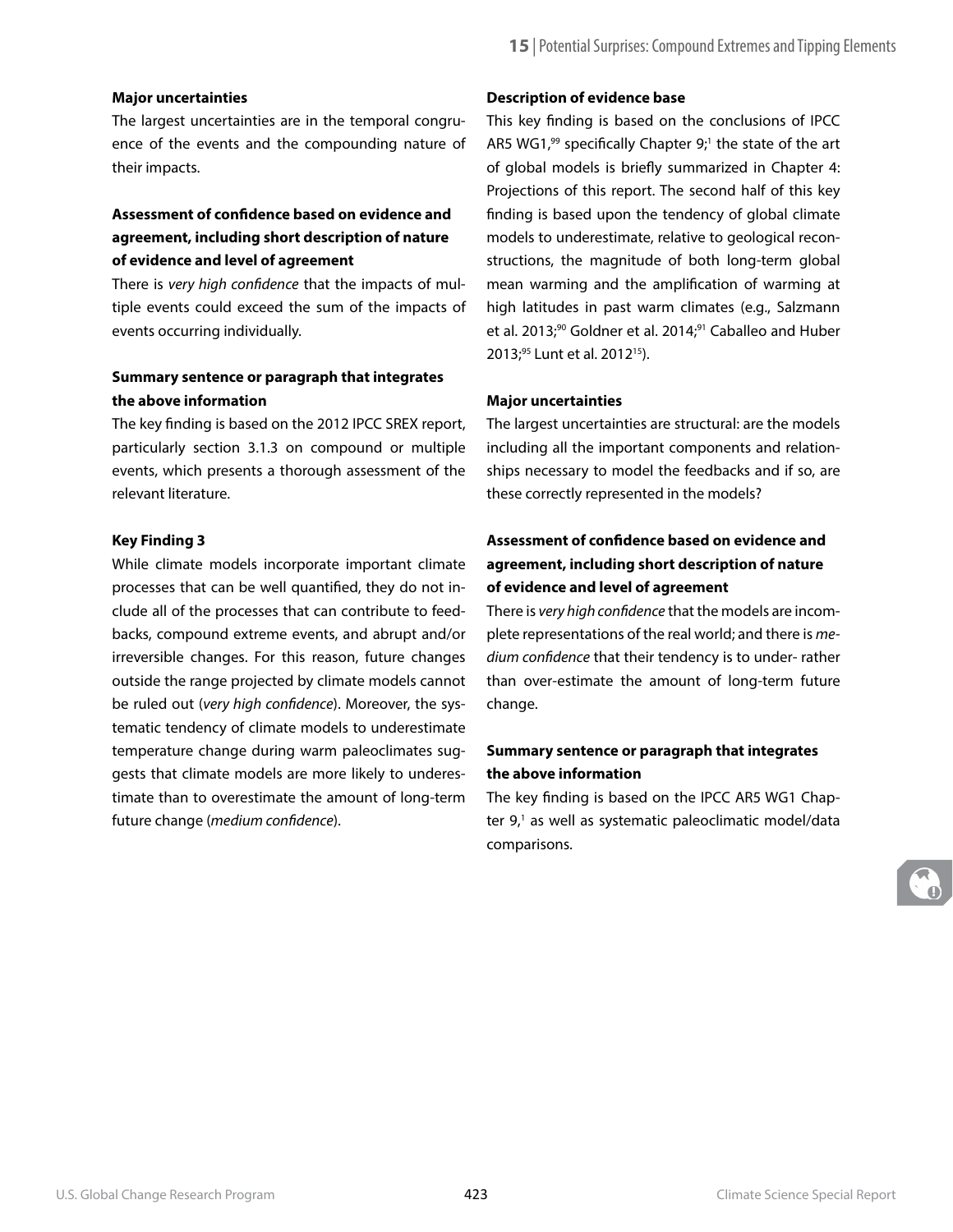**Major uncertainties**

The largest uncertainties are in the temporal congruence of the events and the compounding nature of their impacts.

**Assessment of confidence based on evidence and agreement, including short description of nature of evidence and level of agreement**

There is *very high confidence* that the impacts of multiple events could exceed the sum of the impacts of events occurring individually.

**Summary sentence or paragraph that integrates the above information**

The key finding is based on the 2012 IPCC SREX report, particularly section 3.1.3 on compound or multiple events, which presents a thorough assessment of the relevant literature.

**Key Finding 3**

While climate models incorporate important climate processes that can be well quantified, they do not include all of the processes that can contribute to feedbacks, compound extreme events, and abrupt and/or irreversible changes. For this reason, future changes outside the range projected by climate models cannot be ruled out (*very high confidence*). Moreover, the systematic tendency of climate models to underestimate temperature change during warm paleoclimates suggests that climate models are more likely to underestimate than to overestimate the amount of long-term future change (*medium confidence*).

**Description of evidence base**

This key finding is based on the conclusions of IPCC AR5 WG1,[99] specifically Chapter 9;[1] the state of the art of global models is briefly summarized in Chapter 4: Projections of this report. The second half of this key finding is based upon the tendency of global climate models to underestimate, relative to geological reconstructions, the magnitude of both long-term global mean warming and the amplification of warming at high latitudes in past warm climates (e.g., Salzmann et al. 2013;[90] Goldner et al. 2014;[91] Caballeo and Huber 2013;[95] Lunt et al. 2012[15]).

**Major uncertainties**

The largest uncertainties are structural: are the models including all the important components and relationships necessary to model the feedbacks and if so, are these correctly represented in the models?

**Assessment of confidence based on evidence and agreement, including short description of nature of evidence and level of agreement**

There is *very high confidence* that the models are incomplete representations of the real world; and there is *medium confidence* that their tendency is to under- rather than over-estimate the amount of long-term future change.

**Summary sentence or paragraph that integrates the above information**

The key finding is based on the IPCC AR5 WG1 Chapter 9,[1] as well as systematic paleoclimatic model/data comparisons.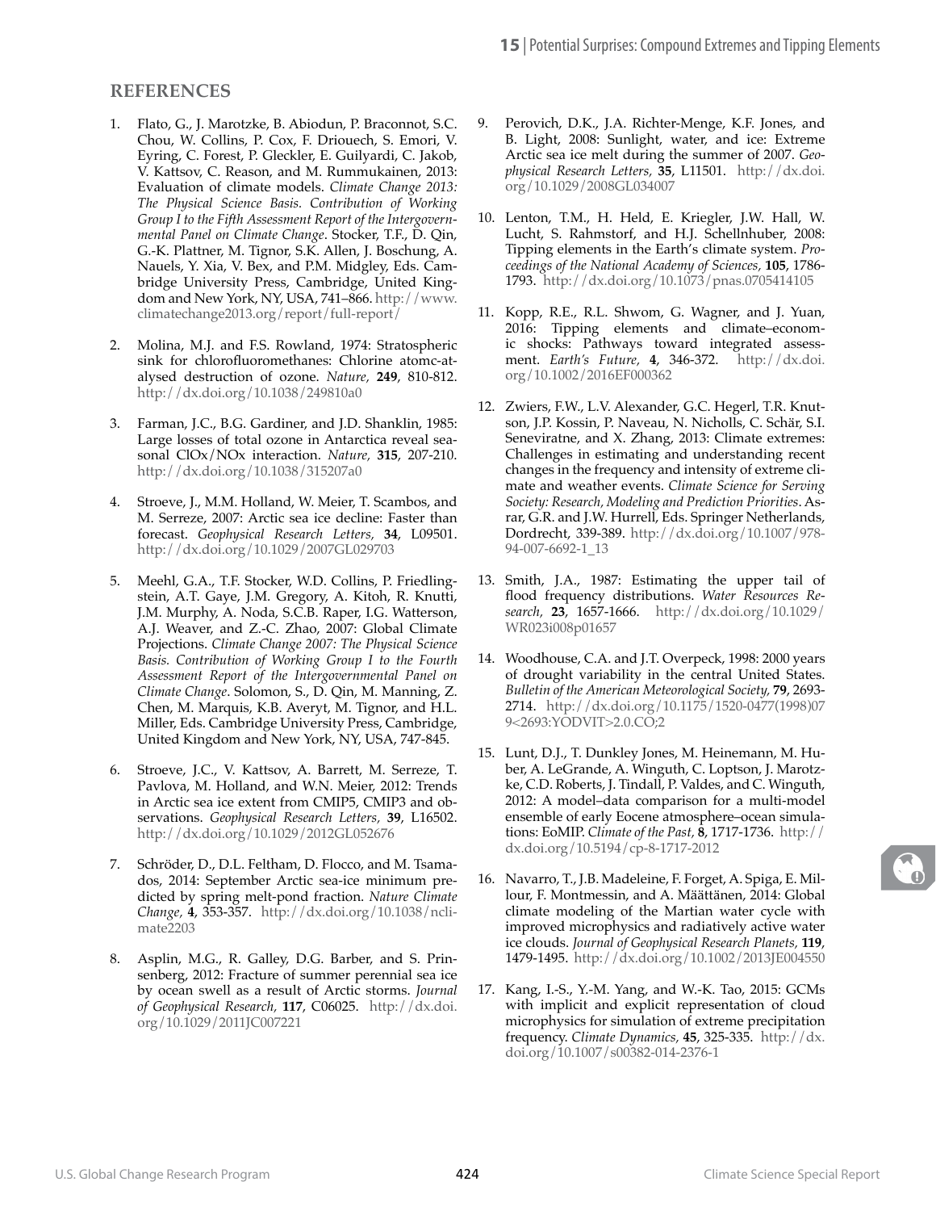## REFERENCES

1. Flato, G., J. Marotzke, B. Abiodun, P. Braconnot, S.C. Chou, W. Collins, P. Cox, F. Driouech, S. Emori, V. Eyring, C. Forest, P. Gleckler, E. Guilyardi, C. Jakob, V. Kattsov, C. Reason, and M. Rummukainen, 2013: Evaluation of climate models. *Climate Change 2013: The Physical Science Basis. Contribution of Working Group I to the Fifth Assessment Report of the Intergovernmental Panel on Climate Change*. Stocker, T.F., D. Qin, G.-K. Plattner, M. Tignor, S.K. Allen, J. Boschung, A. Nauels, Y. Xia, V. Bex, and P.M. Midgley, Eds. Cambridge University Press, Cambridge, United Kingdom and New York, NY, USA, 741–866. http://www.climatechange2013.org/report/full-report/

2. Molina, M.J. and F.S. Rowland, 1974: Stratospheric sink for chlorofluoromethanes: Chlorine atomc-atalysed destruction of ozone. *Nature*, **249**, 810-812. http://dx.doi.org/10.1038/249810a0

3. Farman, J.C., B.G. Gardiner, and J.D. Shanklin, 1985: Large losses of total ozone in Antarctica reveal seasonal ClOx/NOx interaction. *Nature*, **315**, 207-210. http://dx.doi.org/10.1038/315207a0

4. Stroeve, J., M.M. Holland, W. Meier, T. Scambos, and M. Serreze, 2007: Arctic sea ice decline: Faster than forecast. *Geophysical Research Letters*, **34**, L09501. http://dx.doi.org/10.1029/2007GL029703

5. Meehl, G.A., T.F. Stocker, W.D. Collins, P. Friedlingstein, A.T. Gaye, J.M. Gregory, A. Kitoh, R. Knutti, J.M. Murphy, A. Noda, S.C.B. Raper, I.G. Watterson, A.J. Weaver, and Z.-C. Zhao, 2007: Global Climate Projections. *Climate Change 2007: The Physical Science Basis. Contribution of Working Group I to the Fourth Assessment Report of the Intergovernmental Panel on Climate Change*. Solomon, S., D. Qin, M. Manning, Z. Chen, M. Marquis, K.B. Averyt, M. Tignor, and H.L. Miller, Eds. Cambridge University Press, Cambridge, United Kingdom and New York, NY, USA, 747-845.

6. Stroeve, J.C., V. Kattsov, A. Barrett, M. Serreze, T. Pavlova, M. Holland, and W.N. Meier, 2012: Trends in Arctic sea ice extent from CMIP5, CMIP3 and observations. *Geophysical Research Letters*, **39**, L16502. http://dx.doi.org/10.1029/2012GL052676

7. Schröder, D., D.L. Feltham, D. Flocco, and M. Tsamados, 2014: September Arctic sea-ice minimum predicted by spring melt-pond fraction. *Nature Climate Change*, **4**, 353-357. http://dx.doi.org/10.1038/nclimate2203

8. Asplin, M.G., R. Galley, D.G. Barber, and S. Prinsenberg, 2012: Fracture of summer perennial sea ice by ocean swell as a result of Arctic storms. *Journal of Geophysical Research*, **117**, C06025. http://dx.doi.org/10.1029/2011JC007221

9. Perovich, D.K., J.A. Richter-Menge, K.F. Jones, and B. Light, 2008: Sunlight, water, and ice: Extreme Arctic sea ice melt during the summer of 2007. *Geophysical Research Letters*, **35**, L11501. http://dx.doi.org/10.1029/2008GL034007

10. Lenton, T.M., H. Held, E. Kriegler, J.W. Hall, W. Lucht, S. Rahmstorf, and H.J. Schellnhuber, 2008: Tipping elements in the Earth's climate system. *Proceedings of the National Academy of Sciences*, **105**, 1786-1793. http://dx.doi.org/10.1073/pnas.0705414105

11. Kopp, R.E., R.L. Shwom, G. Wagner, and J. Yuan, 2016: Tipping elements and climate–economic shocks: Pathways toward integrated assessment. *Earth's Future*, **4**, 346-372. http://dx.doi.org/10.1002/2016EF000362

12. Zwiers, F.W., L.V. Alexander, G.C. Hegerl, T.R. Knutson, J.P. Kossin, P. Naveau, N. Nicholls, C. Schär, S.I. Seneviratne, and X. Zhang, 2013: Climate extremes: Challenges in estimating and understanding recent changes in the frequency and intensity of extreme climate and weather events. *Climate Science for Serving Society: Research, Modeling and Prediction Priorities*. Asrar, G.R. and J.W. Hurrell, Eds. Springer Netherlands, Dordrecht, 339-389. http://dx.doi.org/10.1007/978-94-007-6692-1_13

13. Smith, J.A., 1987: Estimating the upper tail of flood frequency distributions. *Water Resources Research*, **23**, 1657-1666. http://dx.doi.org/10.1029/WR023i008p01657

14. Woodhouse, C.A. and J.T. Overpeck, 1998: 2000 years of drought variability in the central United States. *Bulletin of the American Meteorological Society*, **79**, 2693-2714. http://dx.doi.org/10.1175/1520-0477(1998)079<2693:YODVIT>2.0.CO;2

15. Lunt, D.J., T. Dunkley Jones, M. Heinemann, M. Huber, A. LeGrande, A. Winguth, C. Loptson, J. Marotzke, C.D. Roberts, J. Tindall, P. Valdes, and C. Winguth, 2012: A model–data comparison for a multi-model ensemble of early Eocene atmosphere–ocean simulations: EoMIP. *Climate of the Past*, **8**, 1717-1736. http://dx.doi.org/10.5194/cp-8-1717-2012

16. Navarro, T., J.B. Madeleine, F. Forget, A. Spiga, E. Millour, F. Montmessin, and A. Määttänen, 2014: Global climate modeling of the Martian water cycle with improved microphysics and radiatively active water ice clouds. *Journal of Geophysical Research Planets*, **119**, 1479-1495. http://dx.doi.org/10.1002/2013JE004550

17. Kang, I.-S., Y.-M. Yang, and W.-K. Tao, 2015: GCMs with implicit and explicit representation of cloud microphysics for simulation of extreme precipitation frequency. *Climate Dynamics*, **45**, 325-335. http://dx.doi.org/10.1007/s00382-014-2376-1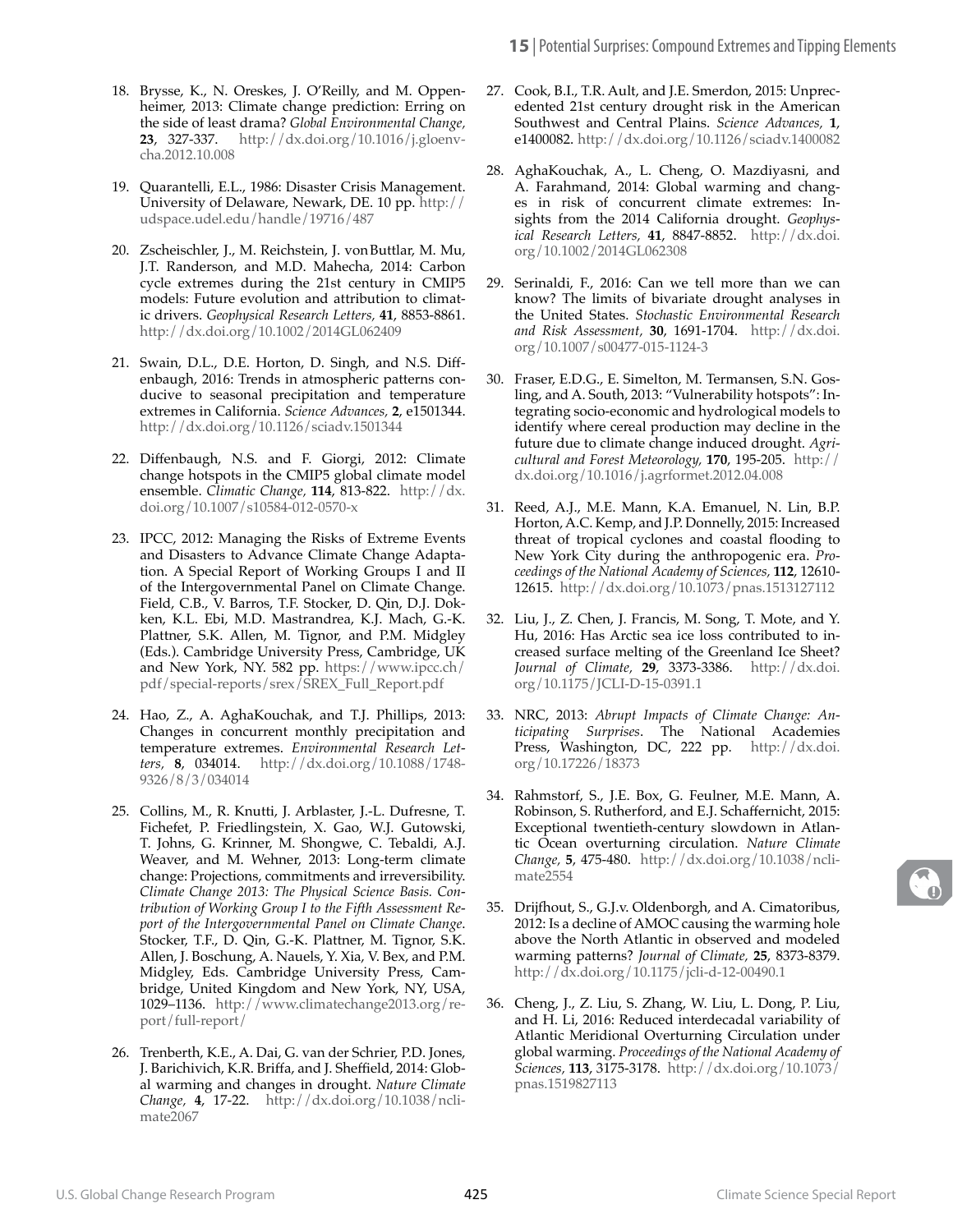18. Brysse, K., N. Oreskes, J. O'Reilly, and M. Oppenheimer, 2013: Climate change prediction: Erring on the side of least drama? *Global Environmental Change*, **23**, 327-337. http://dx.doi.org/10.1016/j.gloenvcha.2012.10.008

19. Quarantelli, E.L., 1986: Disaster Crisis Management. University of Delaware, Newark, DE. 10 pp. http://udspace.udel.edu/handle/19716/487

20. Zscheischler, J., M. Reichstein, J. von Buttlar, M. Mu, J.T. Randerson, and M.D. Mahecha, 2014: Carbon cycle extremes during the 21st century in CMIP5 models: Future evolution and attribution to climatic drivers. *Geophysical Research Letters*, **41**, 8853-8861. http://dx.doi.org/10.1002/2014GL062409

21. Swain, D.L., D.E. Horton, D. Singh, and N.S. Diffenbaugh, 2016: Trends in atmospheric patterns conducive to seasonal precipitation and temperature extremes in California. *Science Advances*, **2**, e1501344. http://dx.doi.org/10.1126/sciadv.1501344

22. Diffenbaugh, N.S. and F. Giorgi, 2012: Climate change hotspots in the CMIP5 global climate model ensemble. *Climatic Change*, **114**, 813-822. http://dx.doi.org/10.1007/s10584-012-0570-x

23. IPCC, 2012: Managing the Risks of Extreme Events and Disasters to Advance Climate Change Adaptation. A Special Report of Working Groups I and II of the Intergovernmental Panel on Climate Change. Field, C.B., V. Barros, T.F. Stocker, D. Qin, D.J. Dokken, K.L. Ebi, M.D. Mastrandrea, K.J. Mach, G.-K. Plattner, S.K. Allen, M. Tignor, and P.M. Midgley (Eds.). Cambridge University Press, Cambridge, UK and New York, NY. 582 pp. https://www.ipcc.ch/pdf/special-reports/srex/SREX_Full_Report.pdf

24. Hao, Z., A. AghaKouchak, and T.J. Phillips, 2013: Changes in concurrent monthly precipitation and temperature extremes. *Environmental Research Letters*, **8**, 034014. http://dx.doi.org/10.1088/1748-9326/8/3/034014

25. Collins, M., R. Knutti, J. Arblaster, J.-L. Dufresne, T. Fichefet, P. Friedlingstein, X. Gao, W.J. Gutowski, T. Johns, G. Krinner, M. Shongwe, C. Tebaldi, A.J. Weaver, and M. Wehner, 2013: Long-term climate change: Projections, commitments and irreversibility. *Climate Change 2013: The Physical Science Basis. Contribution of Working Group I to the Fifth Assessment Report of the Intergovernmental Panel on Climate Change*. Stocker, T.F., D. Qin, G.-K. Plattner, M. Tignor, S.K. Allen, J. Boschung, A. Nauels, Y. Xia, V. Bex, and P.M. Midgley, Eds. Cambridge University Press, Cambridge, United Kingdom and New York, NY, USA, 1029–1136. http://www.climatechange2013.org/report/full-report/

26. Trenberth, K.E., A. Dai, G. van der Schrier, P.D. Jones, J. Barichivich, K.R. Briffa, and J. Sheffield, 2014: Global warming and changes in drought. *Nature Climate Change*, **4**, 17-22. http://dx.doi.org/10.1038/nclimate2067

27. Cook, B.I., T.R. Ault, and J.E. Smerdon, 2015: Unprecedented 21st century drought risk in the American Southwest and Central Plains. *Science Advances*, **1**, e1400082. http://dx.doi.org/10.1126/sciadv.1400082

28. AghaKouchak, A., L. Cheng, O. Mazdiyasni, and A. Farahmand, 2014: Global warming and changes in risk of concurrent climate extremes: Insights from the 2014 California drought. *Geophysical Research Letters*, **41**, 8847-8852. http://dx.doi.org/10.1002/2014GL062308

29. Serinaldi, F., 2016: Can we tell more than we can know? The limits of bivariate drought analyses in the United States. *Stochastic Environmental Research and Risk Assessment*, **30**, 1691-1704. http://dx.doi.org/10.1007/s00477-015-1124-3

30. Fraser, E.D.G., E. Simelton, M. Termansen, S.N. Gosling, and A. South, 2013: "Vulnerability hotspots": Integrating socio-economic and hydrological models to identify where cereal production may decline in the future due to climate change induced drought. *Agricultural and Forest Meteorology*, **170**, 195-205. http://dx.doi.org/10.1016/j.agrformet.2012.04.008

31. Reed, A.J., M.E. Mann, K.A. Emanuel, N. Lin, B.P. Horton, A.C. Kemp, and J.P. Donnelly, 2015: Increased threat of tropical cyclones and coastal flooding to New York City during the anthropogenic era. *Proceedings of the National Academy of Sciences*, **112**, 12610-12615. http://dx.doi.org/10.1073/pnas.1513127112

32. Liu, J., Z. Chen, J. Francis, M. Song, T. Mote, and Y. Hu, 2016: Has Arctic sea ice loss contributed to increased surface melting of the Greenland Ice Sheet? *Journal of Climate*, **29**, 3373-3386. http://dx.doi.org/10.1175/JCLI-D-15-0391.1

33. NRC, 2013: *Abrupt Impacts of Climate Change: Anticipating Surprises*. The National Academies Press, Washington, DC, 222 pp. http://dx.doi.org/10.17226/18373

34. Rahmstorf, S., J.E. Box, G. Feulner, M.E. Mann, A. Robinson, S. Rutherford, and E.J. Schaffernicht, 2015: Exceptional twentieth-century slowdown in Atlantic Ocean overturning circulation. *Nature Climate Change*, **5**, 475-480. http://dx.doi.org/10.1038/nclimate2554

35. Drijfhout, S., G.J.v. Oldenborgh, and A. Cimatoribus, 2012: Is a decline of AMOC causing the warming hole above the North Atlantic in observed and modeled warming patterns? *Journal of Climate*, **25**, 8373-8379. http://dx.doi.org/10.1175/jcli-d-12-00490.1

36. Cheng, J., Z. Liu, S. Zhang, W. Liu, L. Dong, P. Liu, and H. Li, 2016: Reduced interdecadal variability of Atlantic Meridional Overturning Circulation under global warming. *Proceedings of the National Academy of Sciences*, **113**, 3175-3178. http://dx.doi.org/10.1073/pnas.1519827113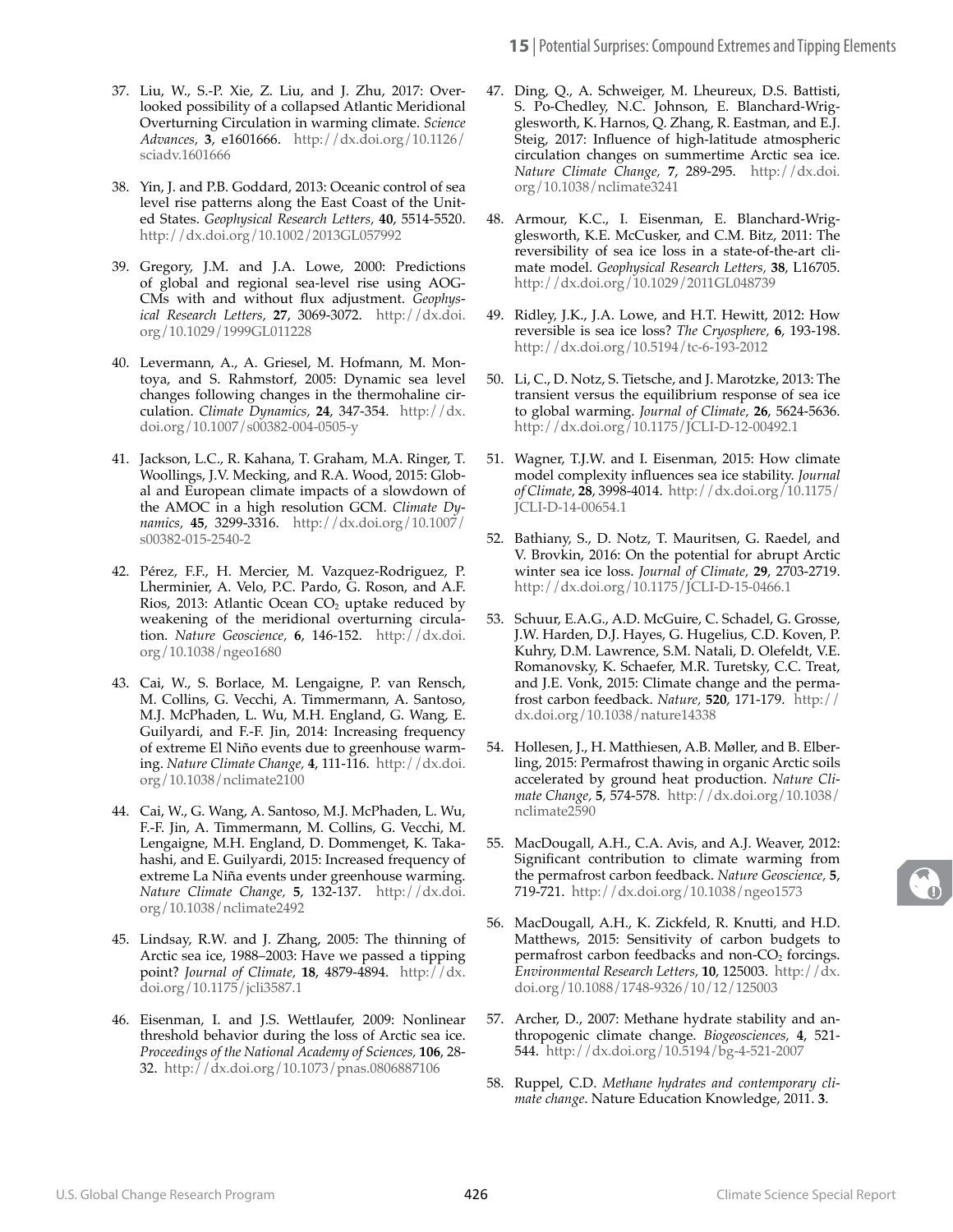37. Liu, W., S.-P. Xie, Z. Liu, and J. Zhu, 2017: Overlooked possibility of a collapsed Atlantic Meridional Overturning Circulation in warming climate. *Science Advances*, **3**, e1601666. http://dx.doi.org/10.1126/sciadv.1601666

38. Yin, J. and P.B. Goddard, 2013: Oceanic control of sea level rise patterns along the East Coast of the United States. *Geophysical Research Letters*, **40**, 5514-5520. http://dx.doi.org/10.1002/2013GL057992

39. Gregory, J.M. and J.A. Lowe, 2000: Predictions of global and regional sea-level rise using AOGCMs with and without flux adjustment. *Geophysical Research Letters*, **27**, 3069-3072. http://dx.doi.org/10.1029/1999GL011228

40. Levermann, A., A. Griesel, M. Hofmann, M. Montoya, and S. Rahmstorf, 2005: Dynamic sea level changes following changes in the thermohaline circulation. *Climate Dynamics*, **24**, 347-354. http://dx.doi.org/10.1007/s00382-004-0505-y

41. Jackson, L.C., R. Kahana, T. Graham, M.A. Ringer, T. Woollings, J.V. Mecking, and R.A. Wood, 2015: Global and European climate impacts of a slowdown of the AMOC in a high resolution GCM. *Climate Dynamics*, **45**, 3299-3316. http://dx.doi.org/10.1007/s00382-015-2540-2

42. Pérez, F.F., H. Mercier, M. Vazquez-Rodriguez, P. Lherminier, A. Velo, P.C. Pardo, G. Roson, and A.F. Rios, 2013: Atlantic Ocean $CO_2$ uptake reduced by weakening of the meridional overturning circulation. *Nature Geoscience*, **6**, 146-152. http://dx.doi.org/10.1038/ngeo1680

43. Cai, W., S. Borlace, M. Lengaigne, P. van Rensch, M. Collins, G. Vecchi, A. Timmermann, A. Santoso, M.J. McPhaden, L. Wu, M.H. England, G. Wang, E. Guilyardi, and F.-F. Jin, 2014: Increasing frequency of extreme El Niño events due to greenhouse warming. *Nature Climate Change*, **4**, 111-116. http://dx.doi.org/10.1038/nclimate2100

44. Cai, W., G. Wang, A. Santoso, M.J. McPhaden, L. Wu, F.-F. Jin, A. Timmermann, M. Collins, G. Vecchi, M. Lengaigne, M.H. England, D. Dommenget, K. Takahashi, and E. Guilyardi, 2015: Increased frequency of extreme La Niña events under greenhouse warming. *Nature Climate Change*, **5**, 132-137. http://dx.doi.org/10.1038/nclimate2492

45. Lindsay, R.W. and J. Zhang, 2005: The thinning of Arctic sea ice, 1988–2003: Have we passed a tipping point? *Journal of Climate*, **18**, 4879-4894. http://dx.doi.org/10.1175/jcli3587.1

46. Eisenman, I. and J.S. Wettlaufer, 2009: Nonlinear threshold behavior during the loss of Arctic sea ice. *Proceedings of the National Academy of Sciences*, **106**, 28-32. http://dx.doi.org/10.1073/pnas.0806887106

47. Ding, Q., A. Schweiger, M. Lheureux, D.S. Battisti, S. Po-Chedley, N.C. Johnson, E. Blanchard-Wrigglesworth, K. Harnos, Q. Zhang, R. Eastman, and E.J. Steig, 2017: Influence of high-latitude atmospheric circulation changes on summertime Arctic sea ice. *Nature Climate Change*, **7**, 289-295. http://dx.doi.org/10.1038/nclimate3241

48. Armour, K.C., I. Eisenman, E. Blanchard-Wrigglesworth, K.E. McCusker, and C.M. Bitz, 2011: The reversibility of sea ice loss in a state-of-the-art climate model. *Geophysical Research Letters*, **38**, L16705. http://dx.doi.org/10.1029/2011GL048739

49. Ridley, J.K., J.A. Lowe, and H.T. Hewitt, 2012: How reversible is sea ice loss? *The Cryosphere*, **6**, 193-198. http://dx.doi.org/10.5194/tc-6-193-2012

50. Li, C., D. Notz, S. Tietsche, and J. Marotzke, 2013: The transient versus the equilibrium response of sea ice to global warming. *Journal of Climate*, **26**, 5624-5636. http://dx.doi.org/10.1175/JCLI-D-12-00492.1

51. Wagner, T.J.W. and I. Eisenman, 2015: How climate model complexity influences sea ice stability. *Journal of Climate*, **28**, 3998-4014. http://dx.doi.org/10.1175/JCLI-D-14-00654.1

52. Bathiany, S., D. Notz, T. Mauritsen, G. Raedel, and V. Brovkin, 2016: On the potential for abrupt Arctic winter sea ice loss. *Journal of Climate*, **29**, 2703-2719. http://dx.doi.org/10.1175/JCLI-D-15-0466.1

53. Schuur, E.A.G., A.D. McGuire, C. Schadel, G. Grosse, J.W. Harden, D.J. Hayes, G. Hugelius, C.D. Koven, P. Kuhry, D.M. Lawrence, S.M. Natali, D. Olefeldt, V.E. Romanovsky, K. Schaefer, M.R. Turetsky, C.C. Treat, and J.E. Vonk, 2015: Climate change and the permafrost carbon feedback. *Nature*, **520**, 171-179. http://dx.doi.org/10.1038/nature14338

54. Hollesen, J., H. Matthiesen, A.B. Møller, and B. Elberling, 2015: Permafrost thawing in organic Arctic soils accelerated by ground heat production. *Nature Climate Change*, **5**, 574-578. http://dx.doi.org/10.1038/nclimate2590

55. MacDougall, A.H., C.A. Avis, and A.J. Weaver, 2012: Significant contribution to climate warming from the permafrost carbon feedback. *Nature Geoscience*, **5**, 719-721. http://dx.doi.org/10.1038/ngeo1573

56. MacDougall, A.H., K. Zickfeld, R. Knutti, and H.D. Matthews, 2015: Sensitivity of carbon budgets to permafrost carbon feedbacks and non-$CO_2$ forcings. *Environmental Research Letters*, **10**, 125003. http://dx.doi.org/10.1088/1748-9326/10/12/125003

57. Archer, D., 2007: Methane hydrate stability and anthropogenic climate change. *Biogeosciences*, **4**, 521-544. http://dx.doi.org/10.5194/bg-4-521-2007

58. Ruppel, C.D. *Methane hydrates and contemporary climate change*. Nature Education Knowledge, 2011. **3**.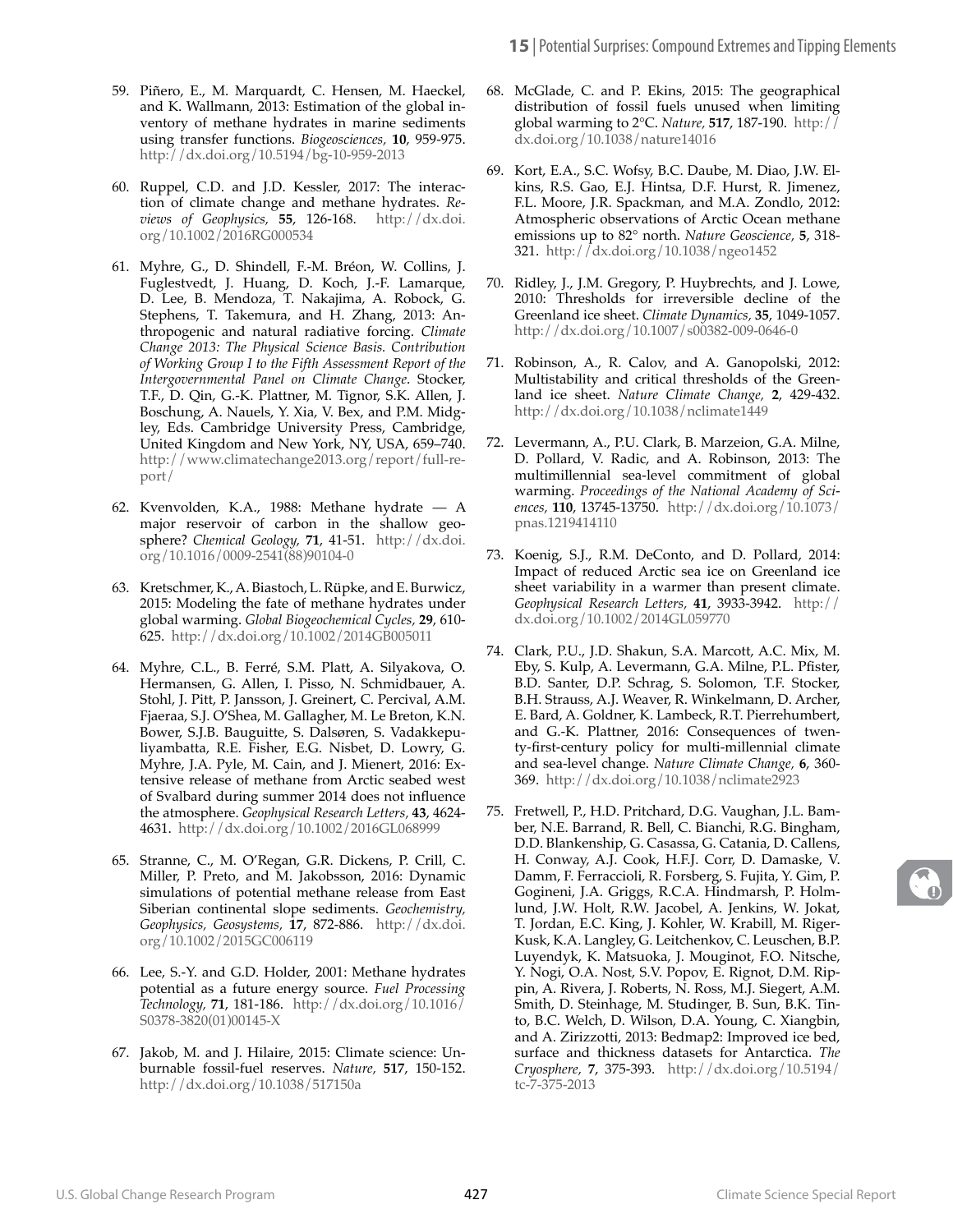59. Piñero, E., M. Marquardt, C. Hensen, M. Haeckel, and K. Wallmann, 2013: Estimation of the global inventory of methane hydrates in marine sediments using transfer functions. *Biogeosciences*, **10**, 959-975. http://dx.doi.org/10.5194/bg-10-959-2013

60. Ruppel, C.D. and J.D. Kessler, 2017: The interaction of climate change and methane hydrates. *Reviews of Geophysics*, **55**, 126-168. http://dx.doi.org/10.1002/2016RG000534

61. Myhre, G., D. Shindell, F.-M. Bréon, W. Collins, J. Fuglestvedt, J. Huang, D. Koch, J.-F. Lamarque, D. Lee, B. Mendoza, T. Nakajima, A. Robock, G. Stephens, T. Takemura, and H. Zhang, 2013: Anthropogenic and natural radiative forcing. *Climate Change 2013: The Physical Science Basis. Contribution of Working Group I to the Fifth Assessment Report of the Intergovernmental Panel on Climate Change*. Stocker, T.F., D. Qin, G.-K. Plattner, M. Tignor, S.K. Allen, J. Boschung, A. Nauels, Y. Xia, V. Bex, and P.M. Midgley, Eds. Cambridge University Press, Cambridge, United Kingdom and New York, NY, USA, 659–740. http://www.climatechange2013.org/report/full-report/

62. Kvenvolden, K.A., 1988: Methane hydrate — A major reservoir of carbon in the shallow geosphere? *Chemical Geology*, **71**, 41-51. http://dx.doi.org/10.1016/0009-2541(88)90104-0

63. Kretschmer, K., A. Biastoch, L. Rüpke, and E. Burwicz, 2015: Modeling the fate of methane hydrates under global warming. *Global Biogeochemical Cycles*, **29**, 610-625. http://dx.doi.org/10.1002/2014GB005011

64. Myhre, C.L., B. Ferré, S.M. Platt, A. Silyakova, O. Hermansen, G. Allen, I. Pisso, N. Schmidbauer, A. Stohl, J. Pitt, P. Jansson, J. Greinert, C. Percival, A.M. Fjaeraa, S.J. O'Shea, M. Gallagher, M. Le Breton, K.N. Bower, S.J.B. Bauguitte, S. Dalsøren, S. Vadakkepuliyambatta, R.E. Fisher, E.G. Nisbet, D. Lowry, G. Myhre, J.A. Pyle, M. Cain, and J. Mienert, 2016: Extensive release of methane from Arctic seabed west of Svalbard during summer 2014 does not influence the atmosphere. *Geophysical Research Letters*, **43**, 4624-4631. http://dx.doi.org/10.1002/2016GL068999

65. Stranne, C., M. O'Regan, G.R. Dickens, P. Crill, C. Miller, P. Preto, and M. Jakobsson, 2016: Dynamic simulations of potential methane release from East Siberian continental slope sediments. *Geochemistry, Geophysics, Geosystems*, **17**, 872-886. http://dx.doi.org/10.1002/2015GC006119

66. Lee, S.-Y. and G.D. Holder, 2001: Methane hydrates potential as a future energy source. *Fuel Processing Technology*, **71**, 181-186. http://dx.doi.org/10.1016/S0378-3820(01)00145-X

67. Jakob, M. and J. Hilaire, 2015: Climate science: Unburnable fossil-fuel reserves. *Nature*, **517**, 150-152. http://dx.doi.org/10.1038/517150a

68. McGlade, C. and P. Ekins, 2015: The geographical distribution of fossil fuels unused when limiting global warming to 2°C. *Nature*, **517**, 187-190. http://dx.doi.org/10.1038/nature14016

69. Kort, E.A., S.C. Wofsy, B.C. Daube, M. Diao, J.W. Elkins, R.S. Gao, E.J. Hintsa, D.F. Hurst, R. Jimenez, F.L. Moore, J.R. Spackman, and M.A. Zondlo, 2012: Atmospheric observations of Arctic Ocean methane emissions up to 82° north. *Nature Geoscience*, **5**, 318-321. http://dx.doi.org/10.1038/ngeo1452

70. Ridley, J., J.M. Gregory, P. Huybrechts, and J. Lowe, 2010: Thresholds for irreversible decline of the Greenland ice sheet. *Climate Dynamics*, **35**, 1049-1057. http://dx.doi.org/10.1007/s00382-009-0646-0

71. Robinson, A., R. Calov, and A. Ganopolski, 2012: Multistability and critical thresholds of the Greenland ice sheet. *Nature Climate Change*, **2**, 429-432. http://dx.doi.org/10.1038/nclimate1449

72. Levermann, A., P.U. Clark, B. Marzeion, G.A. Milne, D. Pollard, V. Radic, and A. Robinson, 2013: The multimillennial sea-level commitment of global warming. *Proceedings of the National Academy of Sciences*, **110**, 13745-13750. http://dx.doi.org/10.1073/pnas.1219414110

73. Koenig, S.J., R.M. DeConto, and D. Pollard, 2014: Impact of reduced Arctic sea ice on Greenland ice sheet variability in a warmer than present climate. *Geophysical Research Letters*, **41**, 3933-3942. http://dx.doi.org/10.1002/2014GL059770

74. Clark, P.U., J.D. Shakun, S.A. Marcott, A.C. Mix, M. Eby, S. Kulp, A. Levermann, G.A. Milne, P.L. Pfister, B.D. Santer, D.P. Schrag, S. Solomon, T.F. Stocker, B.H. Strauss, A.J. Weaver, R. Winkelmann, D. Archer, E. Bard, A. Goldner, K. Lambeck, R.T. Pierrehumbert, and G.-K. Plattner, 2016: Consequences of twenty-first-century policy for multi-millennial climate and sea-level change. *Nature Climate Change*, **6**, 360-369. http://dx.doi.org/10.1038/nclimate2923

75. Fretwell, P., H.D. Pritchard, D.G. Vaughan, J.L. Bamber, N.E. Barrand, R. Bell, C. Bianchi, R.G. Bingham, D.D. Blankenship, G. Casassa, G. Catania, D. Callens, H. Conway, A.J. Cook, H.F.J. Corr, D. Damaske, V. Damm, F. Ferraccioli, R. Forsberg, S. Fujita, Y. Gim, P. Gogineni, J.A. Griggs, R.C.A. Hindmarsh, P. Holmlund, J.W. Holt, R.W. Jacobel, A. Jenkins, W. Jokat, T. Jordan, E.C. King, J. Kohler, W. Krabill, M. Riger-Kusk, K.A. Langley, G. Leitchenkov, C. Leuschen, B.P. Luyendyk, K. Matsuoka, J. Mouginot, F.O. Nitsche, Y. Nogi, O.A. Nost, S.V. Popov, E. Rignot, D.M. Rippin, A. Rivera, J. Roberts, N. Ross, M.J. Siegert, A.M. Smith, D. Steinhage, M. Studinger, B. Sun, B.K. Tinto, B.C. Welch, D. Wilson, D.A. Young, C. Xiangbin, and A. Zirizzotti, 2013: Bedmap2: Improved ice bed, surface and thickness datasets for Antarctica. *The Cryosphere*, **7**, 375-393. http://dx.doi.org/10.5194/tc-7-375-2013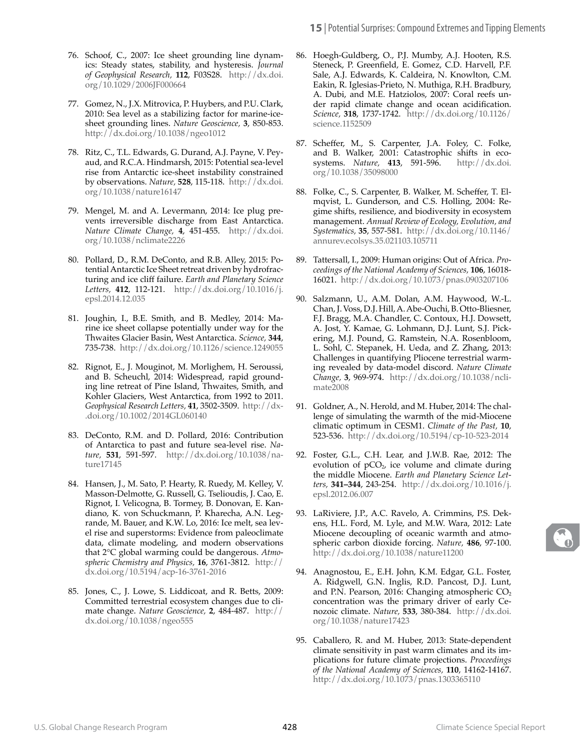76. Schoof, C., 2007: Ice sheet grounding line dynamics: Steady states, stability, and hysteresis. *Journal of Geophysical Research*, **112**, F03S28. http://dx.doi.org/10.1029/2006JF000664

77. Gomez, N., J.X. Mitrovica, P. Huybers, and P.U. Clark, 2010: Sea level as a stabilizing factor for marine-ice-sheet grounding lines. *Nature Geoscience*, **3**, 850-853. http://dx.doi.org/10.1038/ngeo1012

78. Ritz, C., T.L. Edwards, G. Durand, A.J. Payne, V. Peyaud, and R.C.A. Hindmarsh, 2015: Potential sea-level rise from Antarctic ice-sheet instability constrained by observations. *Nature*, **528**, 115-118. http://dx.doi.org/10.1038/nature16147

79. Mengel, M. and A. Levermann, 2014: Ice plug prevents irreversible discharge from East Antarctica. *Nature Climate Change*, **4**, 451-455. http://dx.doi.org/10.1038/nclimate2226

80. Pollard, D., R.M. DeConto, and R.B. Alley, 2015: Potential Antarctic Ice Sheet retreat driven by hydrofracturing and ice cliff failure. *Earth and Planetary Science Letters*, **412**, 112-121. http://dx.doi.org/10.1016/j.epsl.2014.12.035

81. Joughin, I., B.E. Smith, and B. Medley, 2014: Marine ice sheet collapse potentially under way for the Thwaites Glacier Basin, West Antarctica. *Science*, **344**, 735-738. http://dx.doi.org/10.1126/science.1249055

82. Rignot, E., J. Mouginot, M. Morlighem, H. Seroussi, and B. Scheuchl, 2014: Widespread, rapid grounding line retreat of Pine Island, Thwaites, Smith, and Kohler Glaciers, West Antarctica, from 1992 to 2011. *Geophysical Research Letters*, **41**, 3502-3509. http://dx.doi.org/10.1002/2014GL060140

83. DeConto, R.M. and D. Pollard, 2016: Contribution of Antarctica to past and future sea-level rise. *Nature*, **531**, 591-597. http://dx.doi.org/10.1038/nature17145

84. Hansen, J., M. Sato, P. Hearty, R. Ruedy, M. Kelley, V. Masson-Delmotte, G. Russell, G. Tselioudis, J. Cao, E. Rignot, I. Velicogna, B. Tormey, B. Donovan, E. Kandiano, K. von Schuckmann, P. Kharecha, A.N. Legrande, M. Bauer, and K.W. Lo, 2016: Ice melt, sea level rise and superstorms: Evidence from paleoclimate data, climate modeling, and modern observations that 2°C global warming could be dangerous. *Atmospheric Chemistry and Physics*, **16**, 3761-3812. http://dx.doi.org/10.5194/acp-16-3761-2016

85. Jones, C., J. Lowe, S. Liddicoat, and R. Betts, 2009: Committed terrestrial ecosystem changes due to climate change. *Nature Geoscience*, **2**, 484-487. http://dx.doi.org/10.1038/ngeo555

86. Hoegh-Guldberg, O., P.J. Mumby, A.J. Hooten, R.S. Steneck, P. Greenfield, E. Gomez, C.D. Harvell, P.F. Sale, A.J. Edwards, K. Caldeira, N. Knowlton, C.M. Eakin, R. Iglesias-Prieto, N. Muthiga, R.H. Bradbury, A. Dubi, and M.E. Hatziolos, 2007: Coral reefs under rapid climate change and ocean acidification. *Science*, **318**, 1737-1742. http://dx.doi.org/10.1126/science.1152509

87. Scheffer, M., S. Carpenter, J.A. Foley, C. Folke, and B. Walker, 2001: Catastrophic shifts in ecosystems. *Nature*, **413**, 591-596. http://dx.doi.org/10.1038/35098000

88. Folke, C., S. Carpenter, B. Walker, M. Scheffer, T. Elmqvist, L. Gunderson, and C.S. Holling, 2004: Regime shifts, resilience, and biodiversity in ecosystem management. *Annual Review of Ecology, Evolution, and Systematics*, **35**, 557-581. http://dx.doi.org/10.1146/annurev.ecolsys.35.021103.105711

89. Tattersall, I., 2009: Human origins: Out of Africa. *Proceedings of the National Academy of Sciences*, **106**, 16018-16021. http://dx.doi.org/10.1073/pnas.0903207106

90. Salzmann, U., A.M. Dolan, A.M. Haywood, W.-L. Chan, J. Voss, D.J. Hill, A. Abe-Ouchi, B. Otto-Bliesner, F.J. Bragg, M.A. Chandler, C. Contoux, H.J. Dowsett, A. Jost, Y. Kamae, G. Lohmann, D.J. Lunt, S.J. Pickering, M.J. Pound, G. Ramstein, N.A. Rosenbloom, L. Sohl, C. Stepanek, H. Ueda, and Z. Zhang, 2013: Challenges in quantifying Pliocene terrestrial warming revealed by data-model discord. *Nature Climate Change*, **3**, 969-974. http://dx.doi.org/10.1038/nclimate2008

91. Goldner, A., N. Herold, and M. Huber, 2014: The challenge of simulating the warmth of the mid-Miocene climatic optimum in CESM1. *Climate of the Past*, **10**, 523-536. http://dx.doi.org/10.5194/cp-10-523-2014

92. Foster, G.L., C.H. Lear, and J.W.B. Rae, 2012: The evolution of $pCO_2$, ice volume and climate during the middle Miocene. *Earth and Planetary Science Letters*, **341–344**, 243-254. http://dx.doi.org/10.1016/j.epsl.2012.06.007

93. LaRiviere, J.P., A.C. Ravelo, A. Crimmins, P.S. Dekens, H.L. Ford, M. Lyle, and M.W. Wara, 2012: Late Miocene decoupling of oceanic warmth and atmospheric carbon dioxide forcing. *Nature*, **486**, 97-100. http://dx.doi.org/10.1038/nature11200

94. Anagnostou, E., E.H. John, K.M. Edgar, G.L. Foster, A. Ridgwell, G.N. Inglis, R.D. Pancost, D.J. Lunt, and P.N. Pearson, 2016: Changing atmospheric $CO_2$ concentration was the primary driver of early Cenozoic climate. *Nature*, **533**, 380-384. http://dx.doi.org/10.1038/nature17423

95. Caballero, R. and M. Huber, 2013: State-dependent climate sensitivity in past warm climates and its implications for future climate projections. *Proceedings of the National Academy of Sciences*, **110**, 14162-14167. http://dx.doi.org/10.1073/pnas.1303365110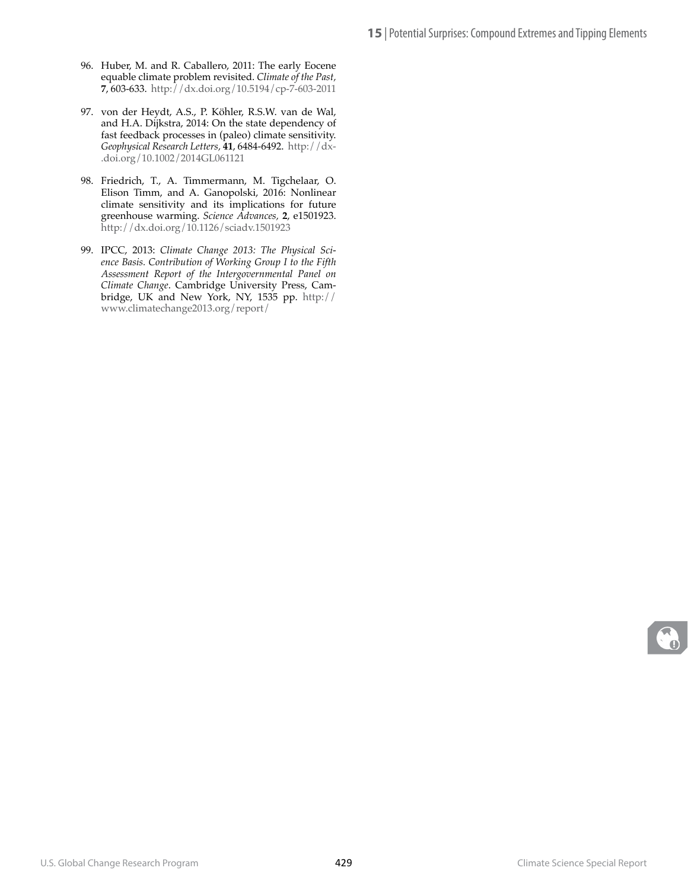96. Huber, M. and R. Caballero, 2011: The early Eocene equable climate problem revisited. *Climate of the Past*, **7**, 603-633. http://dx.doi.org/10.5194/cp-7-603-2011

97. von der Heydt, A.S., P. Köhler, R.S.W. van de Wal, and H.A. Dijkstra, 2014: On the state dependency of fast feedback processes in (paleo) climate sensitivity. *Geophysical Research Letters*, **41**, 6484-6492. http://dx.doi.org/10.1002/2014GL061121

98. Friedrich, T., A. Timmermann, M. Tigchelaar, O. Elison Timm, and A. Ganopolski, 2016: Nonlinear climate sensitivity and its implications for future greenhouse warming. *Science Advances*, **2**, e1501923. http://dx.doi.org/10.1126/sciadv.1501923

99. IPCC, 2013: *Climate Change 2013: The Physical Science Basis. Contribution of Working Group I to the Fifth Assessment Report of the Intergovernmental Panel on Climate Change*. Cambridge University Press, Cambridge, UK and New York, NY, 1535 pp. http://www.climatechange2013.org/report/